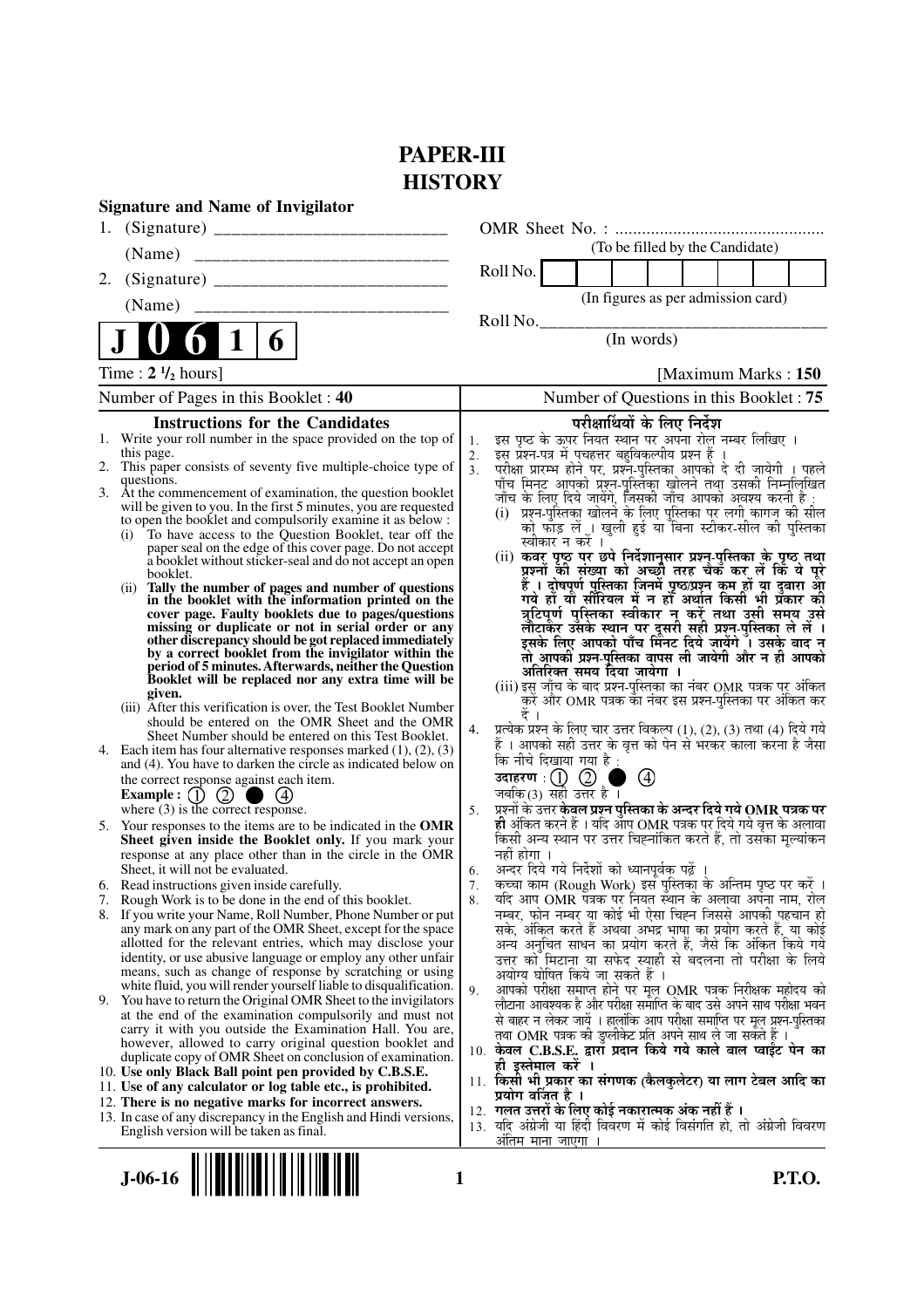# PAPER-III
# HISTORY

**Signature and Name of Invigilator**

1. (Signature) __________________________

   (Name) __________________________

2. (Signature) __________________________

   (Name) __________________________

OMR Sheet No. : ...............................................

(To be filled by the Candidate)

Roll No. | | | | | | | | |

(In figures as per admission card)

Roll No.________________________________

(In words)

**J 0 6 1 6**

Time : **2 ½ hours**] [Maximum Marks : **150**

Number of Pages in this Booklet : **40**

Number of Questions in this Booklet : **75**

## Instructions for the Candidates

1. Write your roll number in the space provided on the top of this page.
2. This paper consists of seventy five multiple-choice type of questions.
3. At the commencement of examination, the question booklet will be given to you. In the first 5 minutes, you are requested to open the booklet and compulsorily examine it as below :
   (i) To have access to the Question Booklet, tear off the paper seal on the edge of this cover page. Do not accept a booklet without sticker-seal and do not accept an open booklet.
   (ii) **Tally the number of pages and number of questions in the booklet with the information printed on the cover page. Faulty booklets due to pages/questions missing or duplicate or not in serial order or any other discrepancy should be got replaced immediately by a correct booklet from the invigilator within the period of 5 minutes. Afterwards, neither the Question Booklet will be replaced nor any extra time will be given.**
   (iii) After this verification is over, the Test Booklet Number should be entered on the OMR Sheet and the OMR Sheet Number should be entered on this Test Booklet.
4. Each item has four alternative responses marked (1), (2), (3) and (4). You have to darken the circle as indicated below on the correct response against each item.
   **Example :** (1) (2) ● (4)
   where (3) is the correct response.
5. Your responses to the items are to be indicated in the **OMR Sheet given inside the Booklet only.** If you mark your response at any place other than in the circle in the OMR Sheet, it will not be evaluated.
6. Read instructions given inside carefully.
7. Rough Work is to be done in the end of this booklet.
8. If you write your Name, Roll Number, Phone Number or put any mark on any part of the OMR Sheet, except for the space allotted for the relevant entries, which may disclose your identity, or use abusive language or employ any other unfair means, such as change of response by scratching or using white fluid, you will render yourself liable to disqualification.
9. You have to return the Original OMR Sheet to the invigilators at the end of the examination compulsorily and must not carry it with you outside the Examination Hall. You are, however, allowed to carry original question booklet and duplicate copy of OMR Sheet on conclusion of examination.
10. **Use only Black Ball point pen provided by C.B.S.E.**
11. **Use of any calculator or log table etc., is prohibited.**
12. **There is no negative marks for incorrect answers.**
13. In case of any discrepancy in the English and Hindi versions, English version will be taken as final.

## परीक्षार्थियों के लिए निर्देश

1. इस पृष्ठ के ऊपर नियत स्थान पर अपना रोल नम्बर लिखिए ।
2. इस प्रश्न-पत्र में पचहत्तर बहुविकल्पीय प्रश्न हैं ।
3. परीक्षा प्रारम्भ होने पर, प्रश्न-पुस्तिका आपको दे दी जायेगी । पहले पाँच मिनट आपको प्रश्न-पुस्तिका खोलने तथा उसकी निम्नलिखित जाँच के लिए दिये जायेंगे, जिसकी जाँच आपको अवश्य करनी है :
   (i) प्रश्न-पुस्तिका खोलने के लिए पुस्तिका पर लगी कागज की सील को फाड़ लें । खुली हुई या बिना स्टीकर-सील की पुस्तिका स्वीकार न करें ।
   (ii) **कवर पृष्ठ पर छपे निर्देशानुसार प्रश्न-पुस्तिका के पृष्ठ तथा प्रश्नों की संख्या को अच्छी तरह चैक कर लें कि ये पूरे हैं । दोषपूर्ण पुस्तिका जिनमें पृष्ठ/प्रश्न कम हों या दुबारा आ गये हों या सीरियल में न हों अर्थात किसी भी प्रकार की त्रुटिपूर्ण पुस्तिका स्वीकार न करें तथा उसी समय उसे लौटाकर उसके स्थान पर दूसरी सही प्रश्न-पुस्तिका ले लें । इसके लिए आपको पाँच मिनट दिये जायेंगे । उसके बाद न तो आपकी प्रश्न-पुस्तिका वापस ली जायेगी और न ही आपको अतिरिक्त समय दिया जायेगा ।**
   (iii) इस जाँच के बाद प्रश्न-पुस्तिका का नंबर OMR पत्रक पर अंकित करें और OMR पत्रक का नंबर इस प्रश्न-पुस्तिका पर अंकित कर दें ।
4. प्रत्येक प्रश्न के लिए चार उत्तर विकल्प (1), (2), (3) तथा (4) दिये गये हैं । आपको सही उत्तर के वृत्त को पेन से भरकर काला करना है जैसा कि नीचे दिखाया गया है :
   **उदाहरण :** (1) (2) ● (4)
   जबकि (3) सही उत्तर है ।
5. **प्रश्नों के उत्तर केवल प्रश्न पुस्तिका के अन्दर दिये गये OMR पत्रक पर ही** अंकित करने हैं । यदि आप OMR पत्रक पर दिये गये वृत्त के अलावा किसी अन्य स्थान पर उत्तर चिह्नांकित करते हैं, तो उसका मूल्यांकन नहीं होगा ।
6. अन्दर दिये गये निर्देशों को ध्यानपूर्वक पढ़ें ।
7. कच्चा काम (Rough Work) इस पुस्तिका के अन्तिम पृष्ठ पर करें ।
8. यदि आप OMR पत्रक पर नियत स्थान के अलावा अपना नाम, रोल नम्बर, फोन नम्बर या कोई भी ऐसा चिह्न जिससे आपकी पहचान हो सके, अंकित करते हैं अथवा अभद्र भाषा का प्रयोग करते हैं, या कोई अन्य अनुचित साधन का प्रयोग करते हैं, जैसे कि अंकित किये गये उत्तर को मिटाना या सफेद स्याही से बदलना तो परीक्षा के लिये अयोग्य घोषित किये जा सकते हैं ।
9. आपको परीक्षा समाप्त होने पर मूल OMR पत्रक निरीक्षक महोदय को लौटाना आवश्यक है और परीक्षा समाप्ति के बाद उसे अपने साथ परीक्षा भवन से बाहर न लेकर जायें । हालांकि आप परीक्षा समाप्ति पर मूल प्रश्न-पुस्तिका तथा OMR पत्रक की डुप्लीकेट प्रति अपने साथ ले जा सकते हैं ।
10. **केवल C.B.S.E. द्वारा प्रदान किये गये काले बाल प्वाईंट पेन का ही इस्तेमाल करें ।**
11. **किसी भी प्रकार का संगणक (कैलकुलेटर) या लाग टेबल आदि का प्रयोग वर्जित है ।**
12. **गलत उत्तरों के लिए कोई नकारात्मक अंक नहीं हैं ।**
13. यदि अंग्रेजी या हिंदी विवरण में कोई विसंगति हो, तो अंग्रेजी विवरण अंतिम माना जाएगा ।

J-06-16

P.T.O.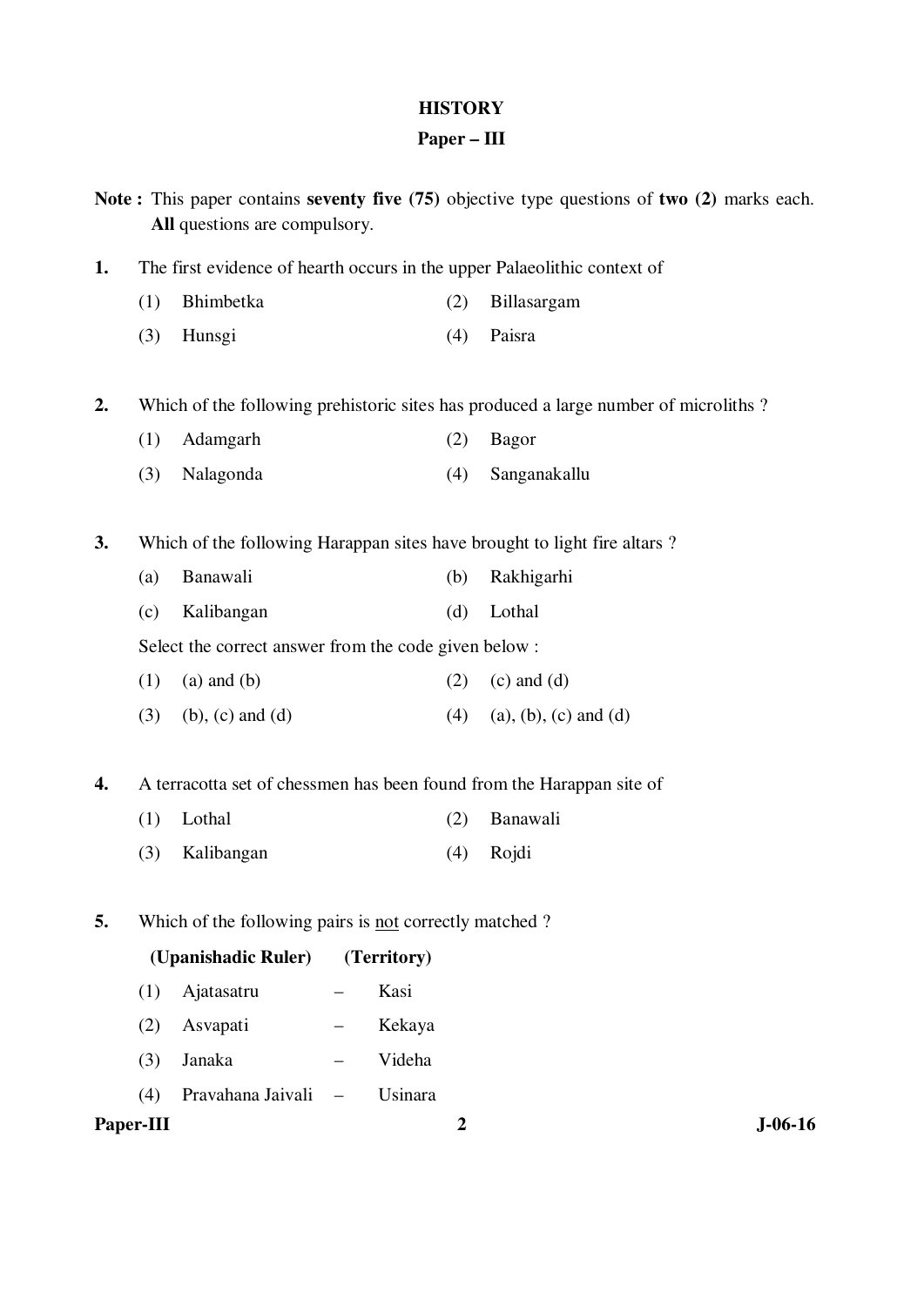# HISTORY

## Paper – III

**Note :** This paper contains **seventy five (75)** objective type questions of **two (2)** marks each. **All** questions are compulsory.

**1.** The first evidence of hearth occurs in the upper Palaeolithic context of

(1) Bhimbetka (2) Billasargam

(3) Hunsgi (4) Paisra

**2.** Which of the following prehistoric sites has produced a large number of microliths ?

(1) Adamgarh (2) Bagor

(3) Nalagonda (4) Sanganakallu

**3.** Which of the following Harappan sites have brought to light fire altars ?

(a) Banawali (b) Rakhigarhi

(c) Kalibangan (d) Lothal

Select the correct answer from the code given below :

(1) (a) and (b) (2) (c) and (d)

(3) (b), (c) and (d) (4) (a), (b), (c) and (d)

**4.** A terracotta set of chessmen has been found from the Harappan site of

(1) Lothal (2) Banawali

(3) Kalibangan (4) Rojdi

**5.** Which of the following pairs is <u>not</u> correctly matched ?

| | **(Upanishadic Ruler)** | | **(Territory)** |
|---|---|---|---|
| (1) | Ajatasatru | – | Kasi |
| (2) | Asvapati | – | Kekaya |
| (3) | Janaka | – | Videha |
| (4) | Pravahana Jaivali | – | Usinara |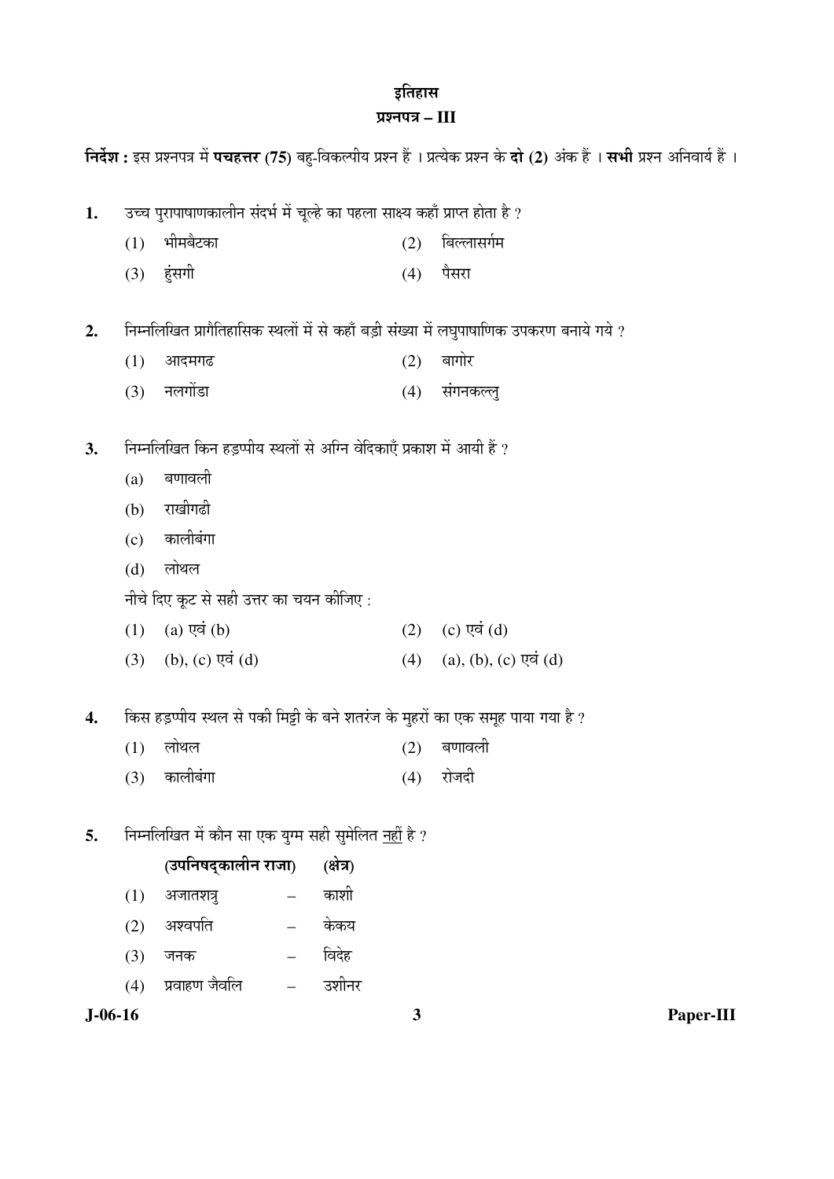# इतिहास

## प्रश्नपत्र – III

**निर्देश :** इस प्रश्नपत्र में **पचहत्तर (75)** बहु-विकल्पीय प्रश्न हैं । प्रत्येक प्रश्न के **दो (2)** अंक हैं । **सभी** प्रश्न अनिवार्य हैं ।

**1.** उच्च पुरापाषाणकालीन संदर्भ में चूल्हे का पहला साक्ष्य कहाँ प्राप्त होता है ?

(1) भीमबैटका (2) बिल्लासर्गम

(3) हुंसगी (4) पैसरा

**2.** निम्नलिखित प्रागैतिहासिक स्थलों में से कहाँ बड़ी संख्या में लघुपाषाणिक उपकरण बनाये गये ?

(1) आदमगढ (2) बागोर

(3) नलगोंडा (4) संगनकल्लु

**3.** निम्नलिखित किन हड़प्पीय स्थलों से अग्नि वेदिकाएँ प्रकाश में आयी हैं ?

(a) बणावली

(b) राखीगढी

(c) कालीबंगा

(d) लोथल

नीचे दिए कूट से सही उत्तर का चयन कीजिए :

(1) (a) एवं (b) (2) (c) एवं (d)

(3) (b), (c) एवं (d) (4) (a), (b), (c) एवं (d)

**4.** किस हड़प्पीय स्थल से पकी मिट्टी के बने शतरंज के मुहरों का एक समूह पाया गया है ?

(1) लोथल (2) बणावली

(3) कालीबंगा (4) रोजदी

**5.** निम्नलिखित में कौन सा एक युग्म सही सुमेलित नहीं है ?

| | **(उपनिषद्‌कालीन राजा)** | | **(क्षेत्र)** |
|---|---|---|---|
| (1) | अजातशत्रु | – | काशी |
| (2) | अश्वपति | – | केकय |
| (3) | जनक | – | विदेह |
| (4) | प्रवाहण जैवलि | – | उशीनर |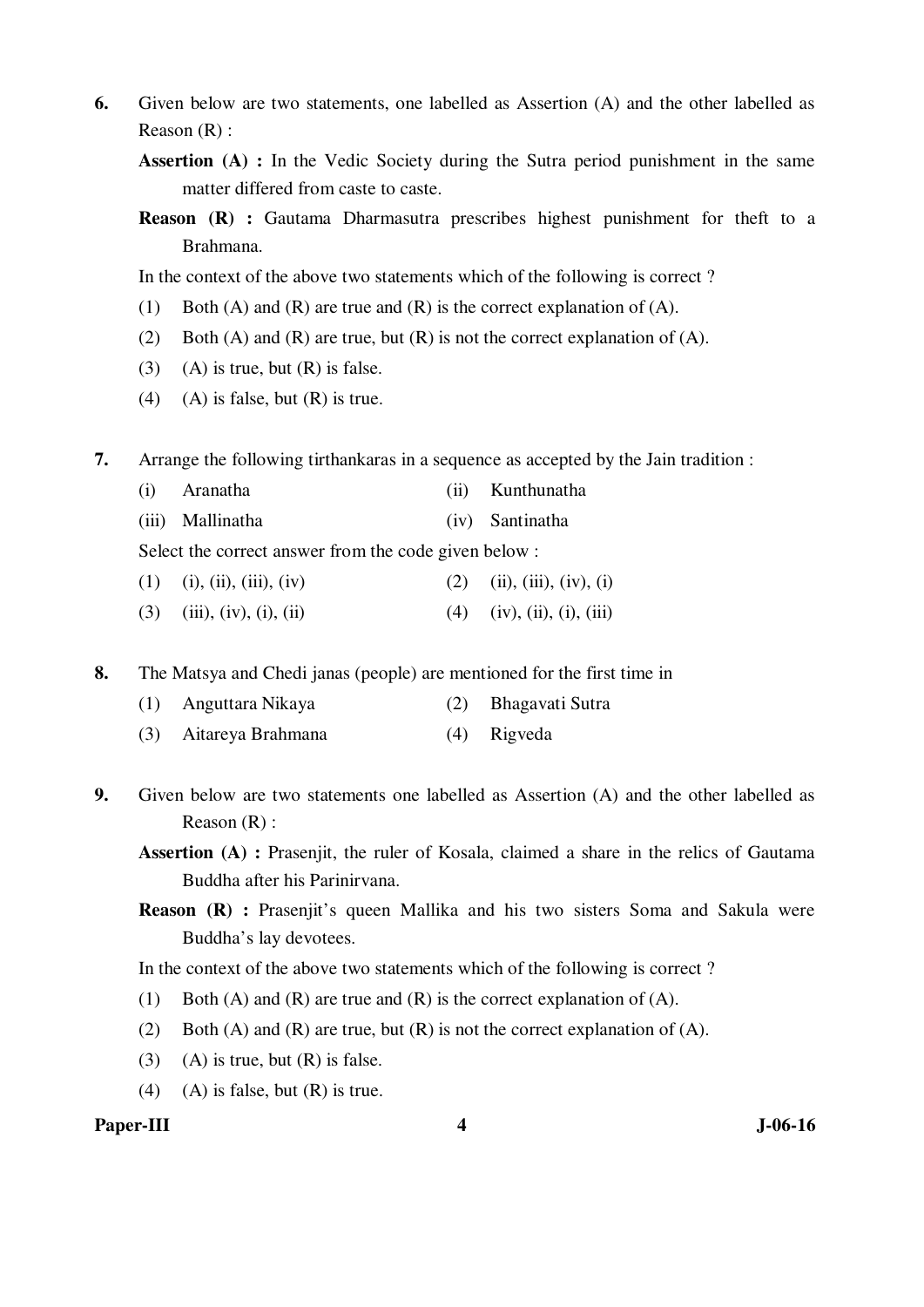6. Given below are two statements, one labelled as Assertion (A) and the other labelled as Reason (R) :

   **Assertion (A) :** In the Vedic Society during the Sutra period punishment in the same matter differed from caste to caste.

   **Reason (R) :** Gautama Dharmasutra prescribes highest punishment for theft to a Brahmana.

   In the context of the above two statements which of the following is correct ?

   (1) Both (A) and (R) are true and (R) is the correct explanation of (A).
   (2) Both (A) and (R) are true, but (R) is not the correct explanation of (A).
   (3) (A) is true, but (R) is false.
   (4) (A) is false, but (R) is true.

7. Arrange the following tirthankaras in a sequence as accepted by the Jain tradition :

   (i) Aranatha
   (ii) Kunthunatha
   (iii) Mallinatha
   (iv) Santinatha

   Select the correct answer from the code given below :

   (1) (i), (ii), (iii), (iv)
   (2) (ii), (iii), (iv), (i)
   (3) (iii), (iv), (i), (ii)
   (4) (iv), (ii), (i), (iii)

8. The Matsya and Chedi janas (people) are mentioned for the first time in

   (1) Anguttara Nikaya
   (2) Bhagavati Sutra
   (3) Aitareya Brahmana
   (4) Rigveda

9. Given below are two statements one labelled as Assertion (A) and the other labelled as Reason (R) :

   **Assertion (A) :** Prasenjit, the ruler of Kosala, claimed a share in the relics of Gautama Buddha after his Parinirvana.

   **Reason (R) :** Prasenjit's queen Mallika and his two sisters Soma and Sakula were Buddha's lay devotees.

   In the context of the above two statements which of the following is correct ?

   (1) Both (A) and (R) are true and (R) is the correct explanation of (A).
   (2) Both (A) and (R) are true, but (R) is not the correct explanation of (A).
   (3) (A) is true, but (R) is false.
   (4) (A) is false, but (R) is true.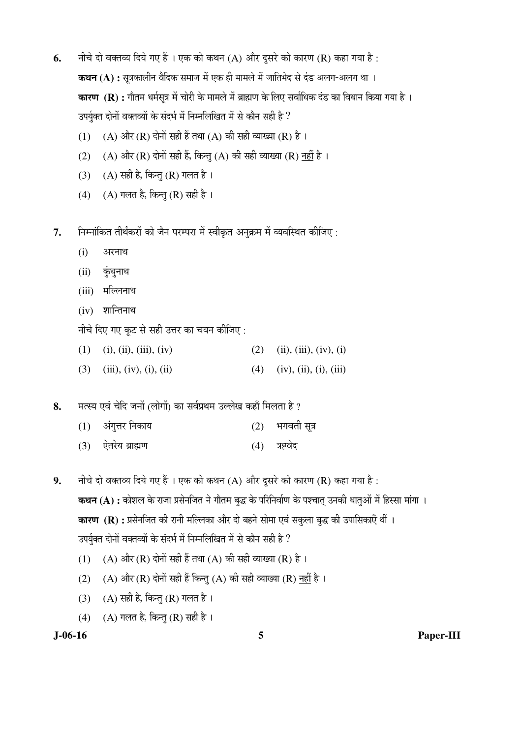6. नीचे दो वक्तव्य दिये गए हैं । एक को कथन (A) और दूसरे को कारण (R) कहा गया है :

   **कथन (A) :** सूत्रकालीन वैदिक समाज में एक ही मामले में जातिभेद से दंड अलग-अलग था ।

   **कारण (R) :** गौतम धर्मसूत्र में चोरी के मामले में ब्राह्मण के लिए सर्वाधिक दंड का विधान किया गया है ।

   उपर्युक्त दोनों वक्तव्यों के संदर्भ में निम्नलिखित में से कौन सही है ?

   (1) (A) और (R) दोनों सही हैं तथा (A) की सही व्याख्या (R) है ।

   (2) (A) और (R) दोनों सही हैं, किन्तु (A) की सही व्याख्या (R) <u>नहीं</u> है ।

   (3) (A) सही है, किन्तु (R) गलत है ।

   (4) (A) गलत है, किन्तु (R) सही है ।

7. निम्नांकित तीर्थंकरों को जैन परम्परा में स्वीकृत अनुक्रम में व्यवस्थित कीजिए :

   (i) अरनाथ

   (ii) कुंथुनाथ

   (iii) मल्लिनाथ

   (iv) शान्तिनाथ

   नीचे दिए गए कूट से सही उत्तर का चयन कीजिए :

   (1) (i), (ii), (iii), (iv) (2) (ii), (iii), (iv), (i)

   (3) (iii), (iv), (i), (ii) (4) (iv), (ii), (i), (iii)

8. मत्स्य एवं चेदि जनों (लोगों) का सर्वप्रथम उल्लेख कहाँ मिलता है ?

   (1) अंगुत्तर निकाय (2) भगवती सूत्र

   (3) ऐतरेय ब्राह्मण (4) ऋग्वेद

9. नीचे दो वक्तव्य दिये गए हैं । एक को कथन (A) और दूसरे को कारण (R) कहा गया है :

   **कथन (A) :** कोशल के राजा प्रसेनजित ने गौतम बुद्ध के परिनिर्वाण के पश्चात् उनकी धातुओं में हिस्सा मांगा ।

   **कारण (R) :** प्रसेनजित की रानी मल्लिका और दो बहने सोमा एवं सकुला बुद्ध की उपासिकाएँ थीं ।

   उपर्युक्त दोनों वक्तव्यों के संदर्भ में निम्नलिखित में से कौन सही है ?

   (1) (A) और (R) दोनों सही हैं तथा (A) की सही व्याख्या (R) है ।

   (2) (A) और (R) दोनों सही हैं किन्तु (A) की सही व्याख्या (R) <u>नहीं</u> है ।

   (3) (A) सही है, किन्तु (R) गलत है ।

   (4) (A) गलत है, किन्तु (R) सही है ।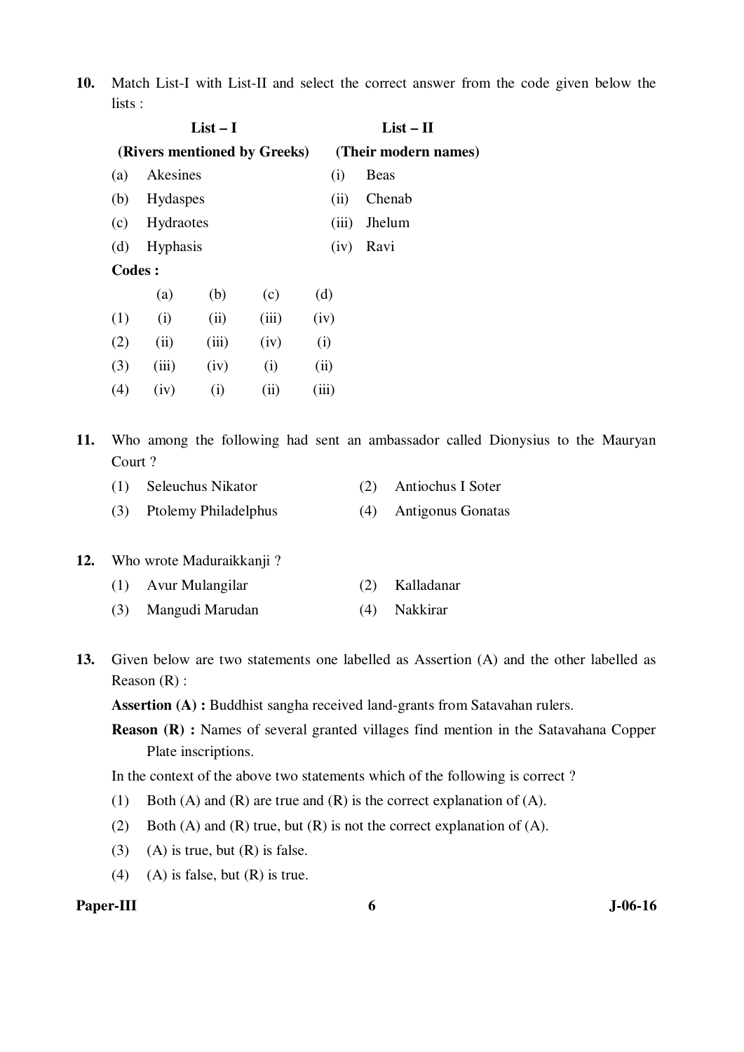10. Match List-I with List-II and select the correct answer from the code given below the lists :

| List – I (Rivers mentioned by Greeks) | | List – II (Their modern names) | |
|---|---|---|---|
| (a) | Akesines | (i) | Beas |
| (b) | Hydaspes | (ii) | Chenab |
| (c) | Hydraotes | (iii) | Jhelum |
| (d) | Hyphasis | (iv) | Ravi |

**Codes :**

| | (a) | (b) | (c) | (d) |
|---|---|---|---|---|
| (1) | (i) | (ii) | (iii) | (iv) |
| (2) | (ii) | (iii) | (iv) | (i) |
| (3) | (iii) | (iv) | (i) | (ii) |
| (4) | (iv) | (i) | (ii) | (iii) |

11. Who among the following had sent an ambassador called Dionysius to the Mauryan Court ?

(1) Seleuchus Nikator
(2) Antiochus I Soter
(3) Ptolemy Philadelphus
(4) Antigonus Gonatas

12. Who wrote Maduraikkanji ?

(1) Avur Mulangilar
(2) Kalladanar
(3) Mangudi Marudan
(4) Nakkirar

13. Given below are two statements one labelled as Assertion (A) and the other labelled as Reason (R) :

**Assertion (A) :** Buddhist sangha received land-grants from Satavahan rulers.

**Reason (R) :** Names of several granted villages find mention in the Satavahana Copper Plate inscriptions.

In the context of the above two statements which of the following is correct ?

(1) Both (A) and (R) are true and (R) is the correct explanation of (A).
(2) Both (A) and (R) true, but (R) is not the correct explanation of (A).
(3) (A) is true, but (R) is false.
(4) (A) is false, but (R) is true.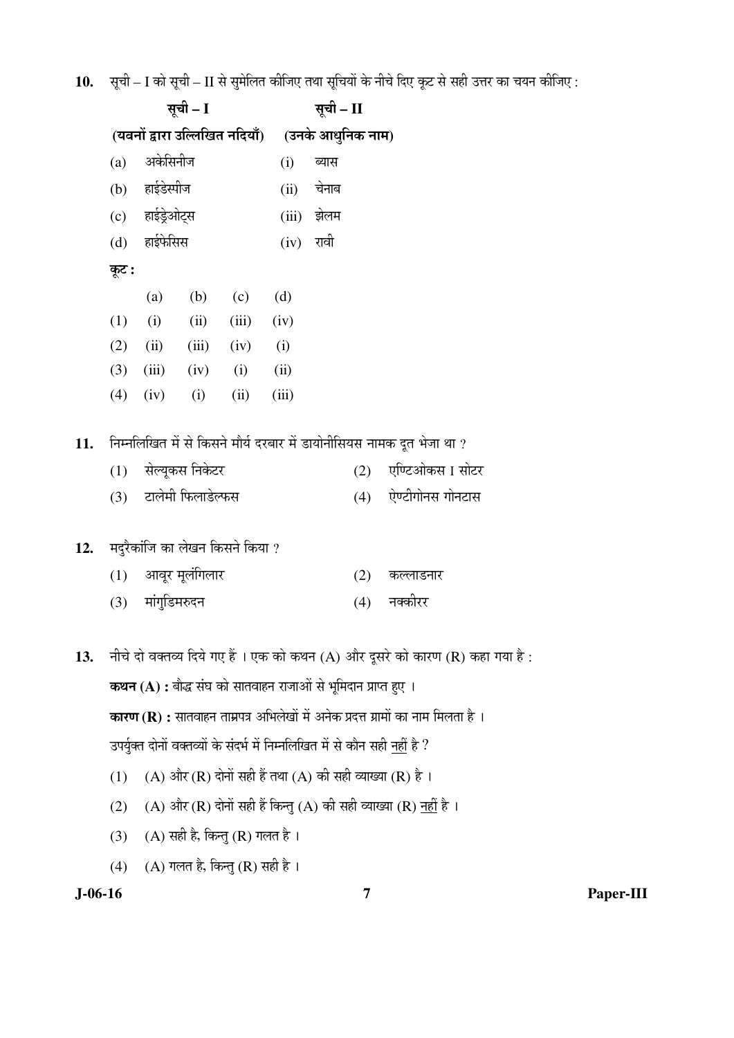10. सूची – I को सूची – II से सुमेलित कीजिए तथा सूचियों के नीचे दिए कूट से सही उत्तर का चयन कीजिए :

| सूची – I (यवनों द्वारा उल्लिखित नदियाँ) | सूची – II (उनके आधुनिक नाम) |
|---|---|
| (a) अकेसिनीज | (i) ब्यास |
| (b) हाईडेस्पीज | (ii) चेनाब |
| (c) हाईड्रेओट्स | (iii) झेलम |
| (d) हाईफेसिस | (iv) रावी |

**कूट :**

| | (a) | (b) | (c) | (d) |
|---|---|---|---|---|
| (1) | (i) | (ii) | (iii) | (iv) |
| (2) | (ii) | (iii) | (iv) | (i) |
| (3) | (iii) | (iv) | (i) | (ii) |
| (4) | (iv) | (i) | (ii) | (iii) |

11. निम्नलिखित में से किसने मौर्य दरबार में डायोनीसियस नामक दूत भेजा था ?

(1) सेल्यूकस निकेटर
(2) एण्टिओकस I सोटर
(3) टालेमी फिलाडेल्फस
(4) ऐण्टीगोनस गोनटास

12. मदुरैकांजि का लेखन किसने किया ?

(1) आवूर मूलंगिलार
(2) कल्लाडनार
(3) मांगुडिमरुदन
(4) नक्कीरर

13. नीचे दो वक्तव्य दिये गए हैं । एक को कथन (A) और दूसरे को कारण (R) कहा गया है :

**कथन (A) :** बौद्ध संघ को सातवाहन राजाओं से भूमिदान प्राप्त हुए ।

**कारण (R) :** सातवाहन ताम्रपत्र अभिलेखों में अनेक प्रदत्त ग्रामों का नाम मिलता है ।

उपर्युक्त दोनों वक्तव्यों के संदर्भ में निम्नलिखित में से कौन सही नहीं है ?

(1) (A) और (R) दोनों सही हैं तथा (A) की सही व्याख्या (R) है ।
(2) (A) और (R) दोनों सही हैं किन्तु (A) की सही व्याख्या (R) नहीं है ।
(3) (A) सही है, किन्तु (R) गलत है ।
(4) (A) गलत है, किन्तु (R) सही है ।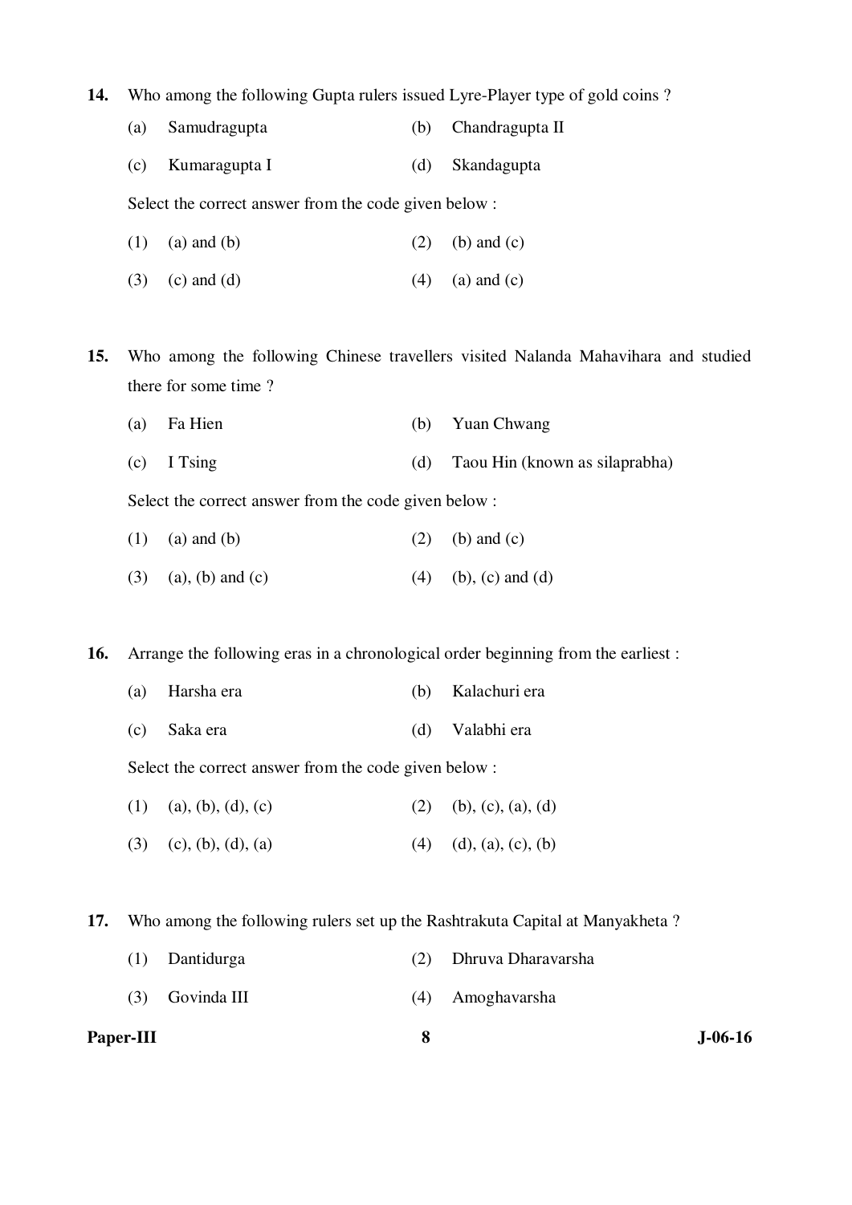**14.** Who among the following Gupta rulers issued Lyre-Player type of gold coins ?

(a) Samudragupta (b) Chandragupta II

(c) Kumaragupta I (d) Skandagupta

Select the correct answer from the code given below :

(1) (a) and (b) (2) (b) and (c)

(3) (c) and (d) (4) (a) and (c)

**15.** Who among the following Chinese travellers visited Nalanda Mahavihara and studied there for some time ?

(a) Fa Hien (b) Yuan Chwang

(c) I Tsing (d) Taou Hin (known as silaprabha)

Select the correct answer from the code given below :

(1) (a) and (b) (2) (b) and (c)

(3) (a), (b) and (c) (4) (b), (c) and (d)

**16.** Arrange the following eras in a chronological order beginning from the earliest :

(a) Harsha era (b) Kalachuri era

(c) Saka era (d) Valabhi era

Select the correct answer from the code given below :

(1) (a), (b), (d), (c) (2) (b), (c), (a), (d)

(3) (c), (b), (d), (a) (4) (d), (a), (c), (b)

**17.** Who among the following rulers set up the Rashtrakuta Capital at Manyakheta ?

(1) Dantidurga (2) Dhruva Dharavarsha

(3) Govinda III (4) Amoghavarsha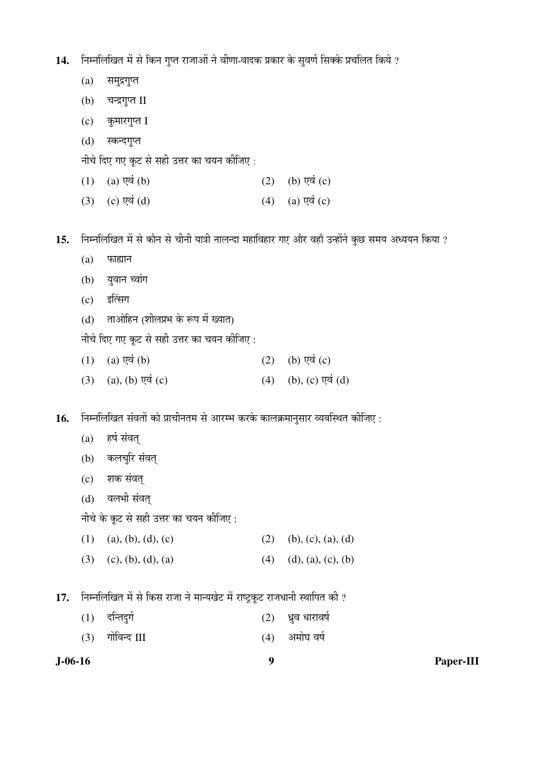14. निम्नलिखित में से किन गुप्त राजाओं ने वीणा-वादक प्रकार के सुवर्ण सिक्के प्रचलित किये ?

(a) समुद्रगुप्त

(b) चन्द्रगुप्त II

(c) कुमारगुप्त I

(d) स्कन्दगुप्त

नीचे दिए गए कूट से सही उत्तर का चयन कीजिए :

(1) (a) एवं (b)  (2) (b) एवं (c)

(3) (c) एवं (d)  (4) (a) एवं (c)

15. निम्नलिखित में से कौन से चीनी यात्री नालन्दा महाविहार गए और वहाँ उन्होंने कुछ समय अध्ययन किया ?

(a) फाह्यान

(b) युवान च्वांग

(c) इत्सिंग

(d) ताओहिन (शीलप्रभ के रूप में ख्यात)

नीचे दिए गए कूट से सही उत्तर का चयन कीजिए :

(1) (a) एवं (b)  (2) (b) एवं (c)

(3) (a), (b) एवं (c)  (4) (b), (c) एवं (d)

16. निम्नलिखित संवतों को प्राचीनतम से आरम्भ करके कालक्रमानुसार व्यवस्थित कीजिए :

(a) हर्ष संवत्

(b) कलचुरि संवत्

(c) शक संवत्

(d) वलभी संवत्

नीचे के कूट से सही उत्तर का चयन कीजिए :

(1) (a), (b), (d), (c)  (2) (b), (c), (a), (d)

(3) (c), (b), (d), (a)  (4) (d), (a), (c), (b)

17. निम्नलिखित में से किस राजा ने मान्यखेट में राष्ट्रकूट राजधानी स्थापित की ?

(1) दन्तिदुर्ग  (2) ध्रुव धारावर्ष

(3) गोविन्द III  (4) अमोघ वर्ष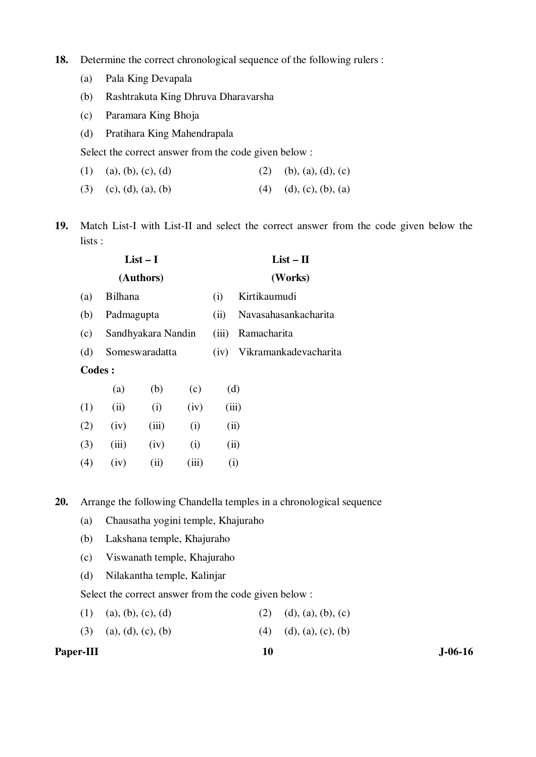**18.** Determine the correct chronological sequence of the following rulers :

(a) Pala King Devapala

(b) Rashtrakuta King Dhruva Dharavarsha

(c) Paramara King Bhoja

(d) Pratihara King Mahendrapala

Select the correct answer from the code given below :

(1) (a), (b), (c), (d)
(2) (b), (a), (d), (c)
(3) (c), (d), (a), (b)
(4) (d), (c), (b), (a)

**19.** Match List-I with List-II and select the correct answer from the code given below the lists :

| | List – I (Authors) | | List – II (Works) |
|---|---|---|---|
| (a) | Bilhana | (i) | Kirtikaumudi |
| (b) | Padmagupta | (ii) | Navasahasankacharita |
| (c) | Sandhyakara Nandin | (iii) | Ramacharita |
| (d) | Someswaradatta | (iv) | Vikramankadevacharita |

**Codes :**

| | (a) | (b) | (c) | (d) |
|---|---|---|---|---|
| (1) | (ii) | (i) | (iv) | (iii) |
| (2) | (iv) | (iii) | (i) | (ii) |
| (3) | (iii) | (iv) | (i) | (ii) |
| (4) | (iv) | (ii) | (iii) | (i) |

**20.** Arrange the following Chandella temples in a chronological sequence

(a) Chausatha yogini temple, Khajuraho

(b) Lakshana temple, Khajuraho

(c) Viswanath temple, Khajuraho

(d) Nilakantha temple, Kalinjar

Select the correct answer from the code given below :

(1) (a), (b), (c), (d)
(2) (d), (a), (b), (c)
(3) (a), (d), (c), (b)
(4) (d), (a), (c), (b)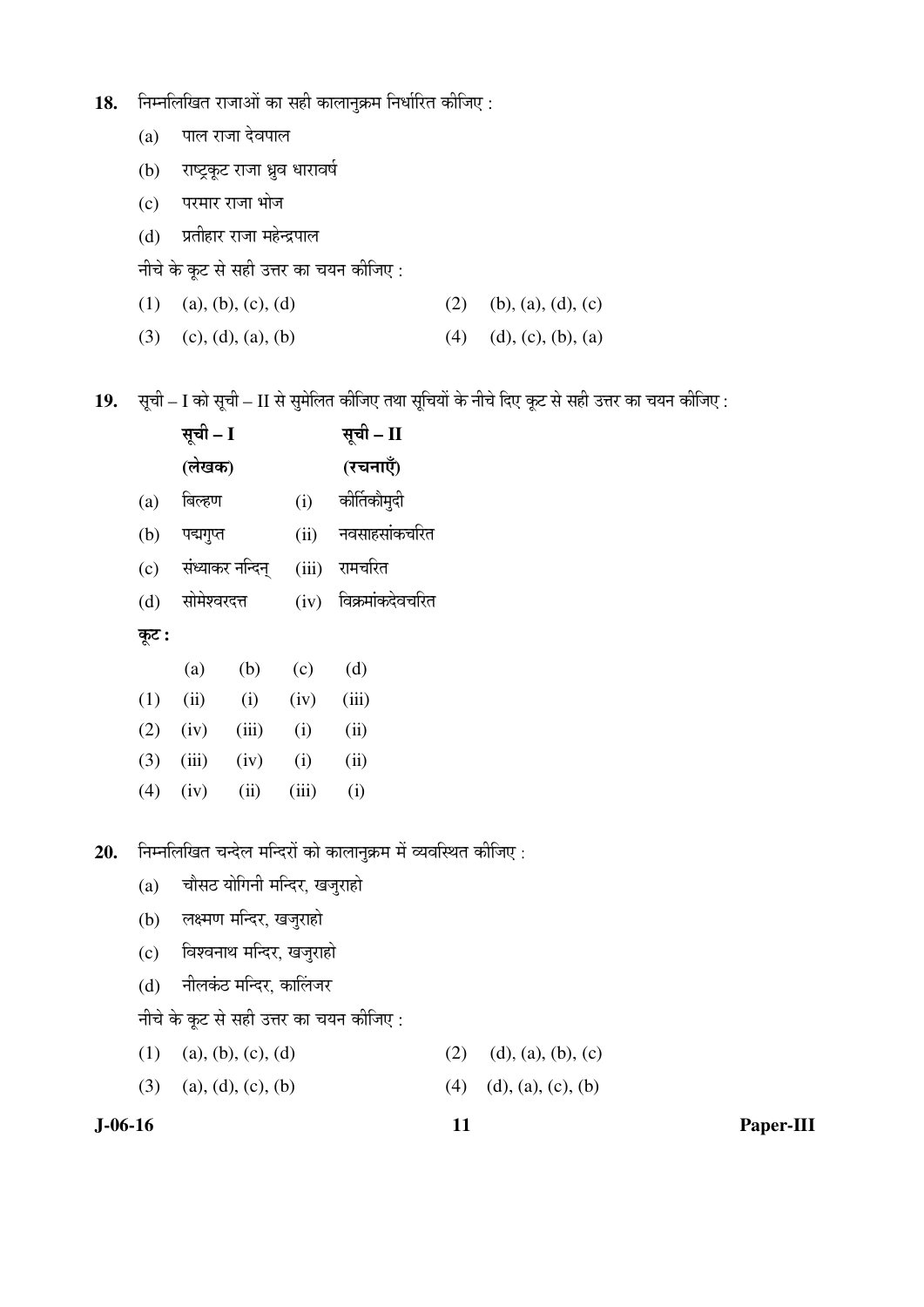**18.** निम्नलिखित राजाओं का सही कालानुक्रम निर्धारित कीजिए :

(a) पाल राजा देवपाल

(b) राष्ट्रकूट राजा ध्रुव धारावर्ष

(c) परमार राजा भोज

(d) प्रतीहार राजा महेन्द्रपाल

नीचे के कूट से सही उत्तर का चयन कीजिए :

(1) (a), (b), (c), (d) (2) (b), (a), (d), (c)

(3) (c), (d), (a), (b) (4) (d), (c), (b), (a)

**19.** सूची – I को सूची – II से सुमेलित कीजिए तथा सूचियों के नीचे दिए कूट से सही उत्तर का चयन कीजिए :

| | **सूची – I (लेखक)** | | **सूची – II (रचनाएँ)** |
|---|---|---|---|
| (a) | बिल्हण | (i) | कीर्तिकौमुदी |
| (b) | पद्मगुप्त | (ii) | नवसाहसांकचरित |
| (c) | संध्याकर नन्दिन् | (iii) | रामचरित |
| (d) | सोमेश्वरदत्त | (iv) | विक्रमांकदेवचरित |

**कूट :**

| | (a) | (b) | (c) | (d) |
|---|---|---|---|---|
| (1) | (ii) | (i) | (iv) | (iii) |
| (2) | (iv) | (iii) | (i) | (ii) |
| (3) | (iii) | (iv) | (i) | (ii) |
| (4) | (iv) | (ii) | (iii) | (i) |

**20.** निम्नलिखित चन्देल मन्दिरों को कालानुक्रम में व्यवस्थित कीजिए :

(a) चौसठ योगिनी मन्दिर, खजुराहो

(b) लक्ष्मण मन्दिर, खजुराहो

(c) विश्वनाथ मन्दिर, खजुराहो

(d) नीलकंठ मन्दिर, कालिंजर

नीचे के कूट से सही उत्तर का चयन कीजिए :

(1) (a), (b), (c), (d) (2) (d), (a), (b), (c)

(3) (a), (d), (c), (b) (4) (d), (a), (c), (b)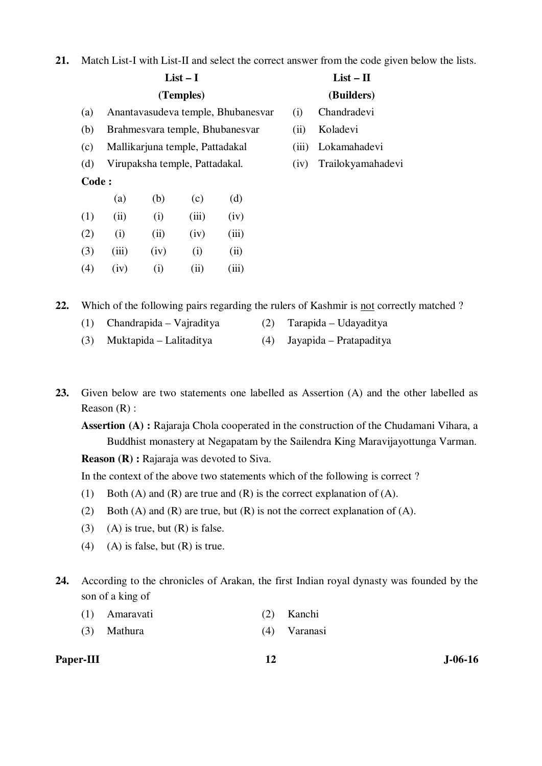**21.** Match List-I with List-II and select the correct answer from the code given below the lists.

| | List – I (Temples) | | List – II (Builders) |
|---|---|---|---|
| (a) | Anantavasudeva temple, Bhubanesvar | (i) | Chandradevi |
| (b) | Brahmesvara temple, Bhubanesvar | (ii) | Koladevi |
| (c) | Mallikarjuna temple, Pattadakal | (iii) | Lokamahadevi |
| (d) | Virupaksha temple, Pattadakal. | (iv) | Trailokyamahadevi |

**Code :**

| | (a) | (b) | (c) | (d) |
|---|---|---|---|---|
| (1) | (ii) | (i) | (iii) | (iv) |
| (2) | (i) | (ii) | (iv) | (iii) |
| (3) | (iii) | (iv) | (i) | (ii) |
| (4) | (iv) | (i) | (ii) | (iii) |

**22.** Which of the following pairs regarding the rulers of Kashmir is not correctly matched ?

(1) Chandrapida – Vajraditya

(2) Tarapida – Udayaditya

(3) Muktapida – Lalitaditya

(4) Jayapida – Pratapaditya

**23.** Given below are two statements one labelled as Assertion (A) and the other labelled as Reason (R) :

**Assertion (A) :** Rajaraja Chola cooperated in the construction of the Chudamani Vihara, a Buddhist monastery at Negapatam by the Sailendra King Maravijayottunga Varman.

**Reason (R) :** Rajaraja was devoted to Siva.

In the context of the above two statements which of the following is correct ?

(1) Both (A) and (R) are true and (R) is the correct explanation of (A).

(2) Both (A) and (R) are true, but (R) is not the correct explanation of (A).

(3) (A) is true, but (R) is false.

(4) (A) is false, but (R) is true.

**24.** According to the chronicles of Arakan, the first Indian royal dynasty was founded by the son of a king of

(1) Amaravati

(2) Kanchi

(3) Mathura

(4) Varanasi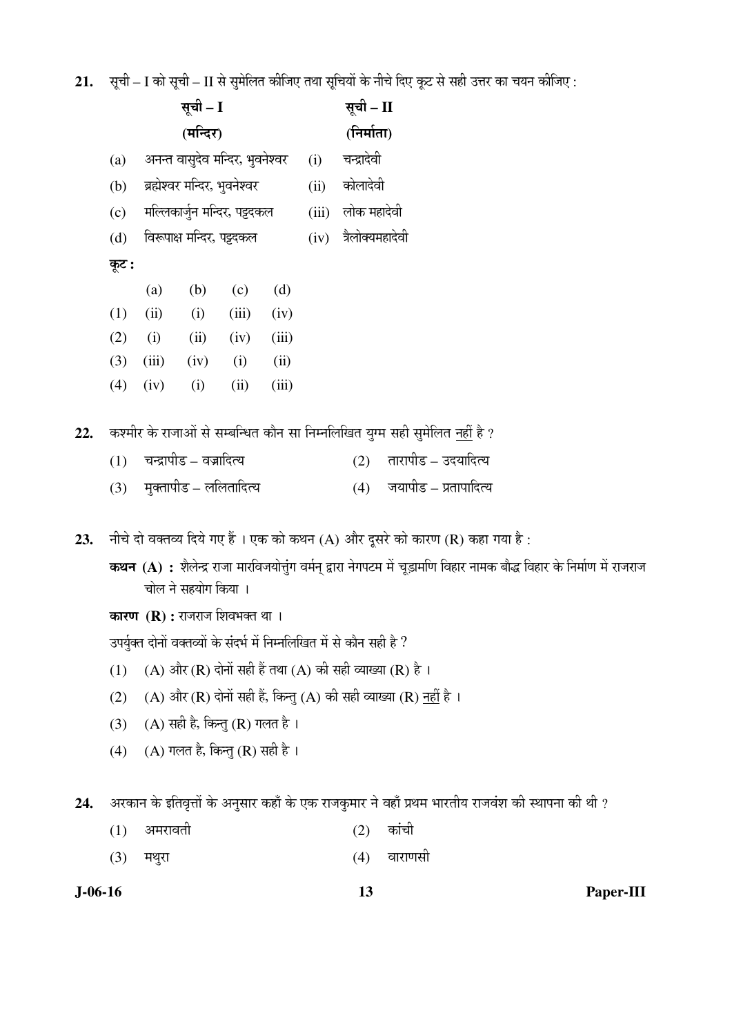**21.** सूची – I को सूची – II से सुमेलित कीजिए तथा सूचियों के नीचे दिए कूट से सही उत्तर का चयन कीजिए :

| | सूची – I (मन्दिर) | | सूची – II (निर्माता) |
|---|---|---|---|
| (a) | अनन्त वासुदेव मन्दिर, भुवनेश्वर | (i) | चन्द्रादेवी |
| (b) | ब्रह्मेश्वर मन्दिर, भुवनेश्वर | (ii) | कोलादेवी |
| (c) | मल्लिकार्जुन मन्दिर, पट्टदकल | (iii) | लोक महादेवी |
| (d) | विरूपाक्ष मन्दिर, पट्टदकल | (iv) | त्रैलोक्यमहादेवी |

**कूट :**

| | (a) | (b) | (c) | (d) |
|---|---|---|---|---|
| (1) | (ii) | (i) | (iii) | (iv) |
| (2) | (i) | (ii) | (iv) | (iii) |
| (3) | (iii) | (iv) | (i) | (ii) |
| (4) | (iv) | (i) | (ii) | (iii) |

**22.** कश्मीर के राजाओं से सम्बन्धित कौन सा निम्नलिखित युग्म सही सुमेलित नहीं है ?

(1) चन्द्रापीड – वज्रादित्य

(2) तारापीड – उदयादित्य

(3) मुक्तापीड – ललितादित्य

(4) जयापीड – प्रतापादित्य

**23.** नीचे दो वक्तव्य दिये गए हैं । एक को कथन (A) और दूसरे को कारण (R) कहा गया है :

**कथन (A) :** शैलेन्द्र राजा मारविजयोत्तुंग वर्मन् द्वारा नेगपटम में चूड़ामणि विहार नामक बौद्ध विहार के निर्माण में राजराज चोल ने सहयोग किया ।

**कारण (R) :** राजराज शिवभक्त था ।

उपर्युक्त दोनों वक्तव्यों के संदर्भ में निम्नलिखित में से कौन सही है ?

(1) (A) और (R) दोनों सही हैं तथा (A) की सही व्याख्या (R) है ।

(2) (A) और (R) दोनों सही हैं, किन्तु (A) की सही व्याख्या (R) नहीं है ।

(3) (A) सही है, किन्तु (R) गलत है ।

(4) (A) गलत है, किन्तु (R) सही है ।

**24.** अरकान के इतिवृत्तों के अनुसार कहाँ के एक राजकुमार ने वहाँ प्रथम भारतीय राजवंश की स्थापना की थी ?

(1) अमरावती

(2) कांची

(3) मथुरा

(4) वाराणसी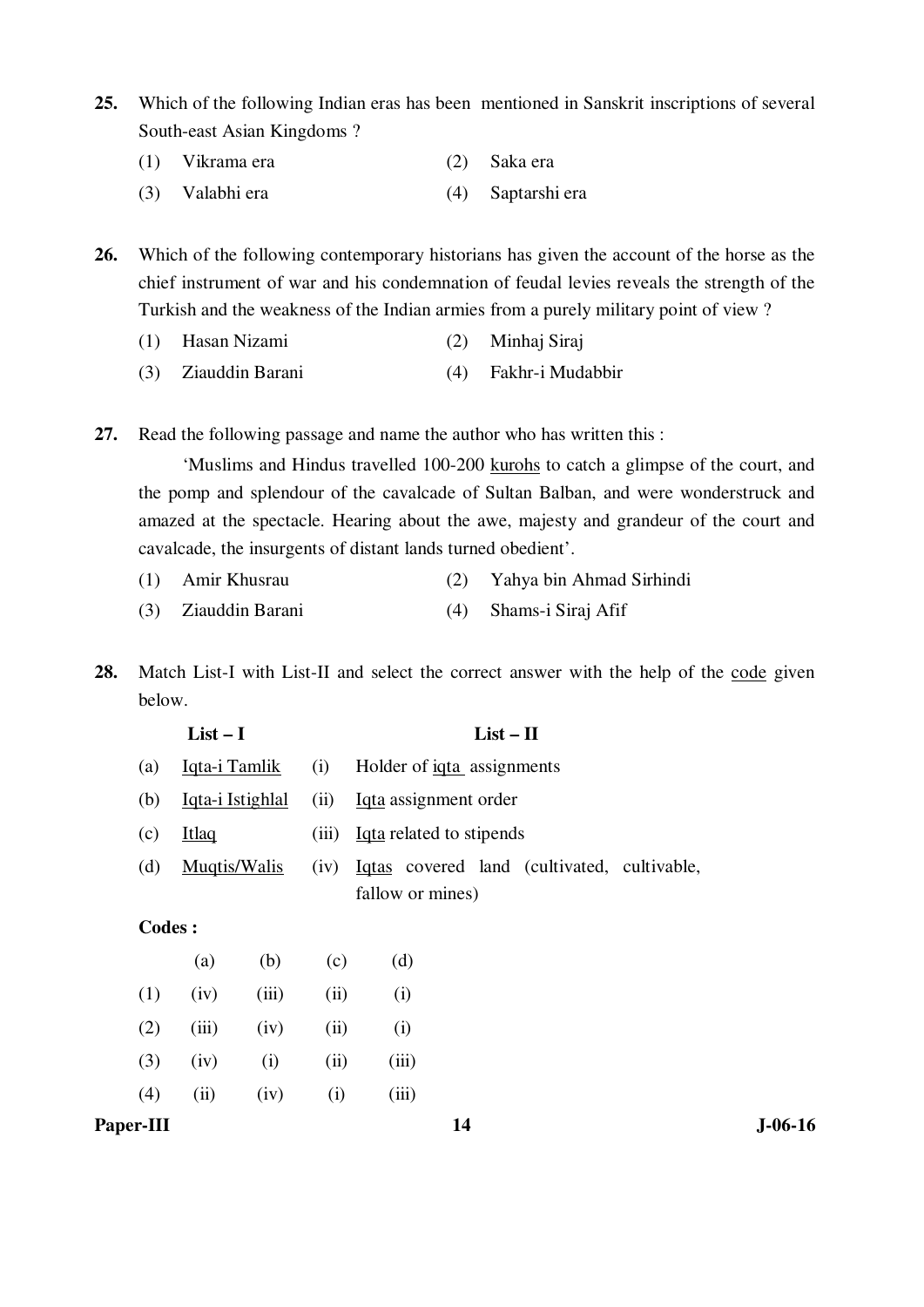25. Which of the following Indian eras has been mentioned in Sanskrit inscriptions of several South-east Asian Kingdoms ?

    (1) Vikrama era (2) Saka era
    (3) Valabhi era (4) Saptarshi era

26. Which of the following contemporary historians has given the account of the horse as the chief instrument of war and his condemnation of feudal levies reveals the strength of the Turkish and the weakness of the Indian armies from a purely military point of view ?

    (1) Hasan Nizami (2) Minhaj Siraj
    (3) Ziauddin Barani (4) Fakhr-i Mudabbir

27. Read the following passage and name the author who has written this :

    'Muslims and Hindus travelled 100-200 kurohs to catch a glimpse of the court, and the pomp and splendour of the cavalcade of Sultan Balban, and were wonderstruck and amazed at the spectacle. Hearing about the awe, majesty and grandeur of the court and cavalcade, the insurgents of distant lands turned obedient'.

    (1) Amir Khusrau (2) Yahya bin Ahmad Sirhindi
    (3) Ziauddin Barani (4) Shams-i Siraj Afif

28. Match List-I with List-II and select the correct answer with the help of the code given below.

| | List – I | | List – II |
|---|---|---|---|
| (a) | Iqta-i Tamlik | (i) | Holder of iqta assignments |
| (b) | Iqta-i Istighlal | (ii) | Iqta assignment order |
| (c) | Itlaq | (iii) | Iqta related to stipends |
| (d) | Muqtis/Walis | (iv) | Iqtas covered land (cultivated, cultivable, fallow or mines) |

**Codes :**

| | (a) | (b) | (c) | (d) |
|---|---|---|---|---|
| (1) | (iv) | (iii) | (ii) | (i) |
| (2) | (iii) | (iv) | (ii) | (i) |
| (3) | (iv) | (i) | (ii) | (iii) |
| (4) | (ii) | (iv) | (i) | (iii) |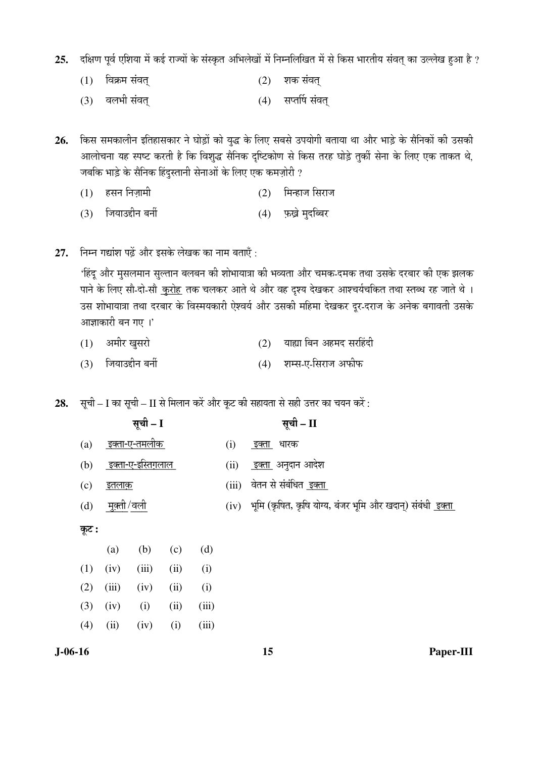25. दक्षिण पूर्व एशिया में कई राज्यों के संस्कृत अभिलेखों में निम्नलिखित में से किस भारतीय संवत् का उल्लेख हुआ है ?

(1) विक्रम संवत्
(2) शक संवत्
(3) वलभी संवत्
(4) सप्तर्षि संवत्

26. किस समकालीन इतिहासकार ने घोड़ों को युद्ध के लिए सबसे उपयोगी बताया था और भाड़े के सैनिकों की उसकी आलोचना यह स्पष्ट करती है कि विशुद्ध सैनिक दृष्टिकोण से किस तरह घोड़े तुर्की सेना के लिए एक ताकत थे, जबकि भाड़े के सैनिक हिंदुस्तानी सेनाओं के लिए एक कमज़ोरी ?

(1) हसन निज़ामी
(2) मिन्हाज सिराज
(3) जियाउद्दीन बर्नी
(4) फ़ख्रे मुदब्बिर

27. निम्न गद्यांश पढ़ें और इसके लेखक का नाम बताएँ :

'हिंदू और मुसलमान सुल्तान बलबन की शोभायात्रा की भव्यता और चमक-दमक तथा उसके दरबार की एक झलक पाने के लिए सौ-दो-सौ <u>कुरोह</u> तक चलकर आते थे और वह दृश्य देखकर आश्चर्यचकित तथा स्तब्ध रह जाते थे । उस शोभायात्रा तथा दरबार के विस्मयकारी ऐश्वर्य और उसकी महिमा देखकर दूर-दराज के अनेक बगावती उसके आज्ञाकारी बन गए ।'

(1) अमीर खुसरो
(2) याह्या बिन अहमद सरहिंदी
(3) जियाउद्दीन बर्नी
(4) शम्स-ए-सिराज अफीफ

28. सूची – I का सूची – II से मिलान करें और कूट की सहायता से सही उत्तर का चयन करें :

| | सूची – I | | सूची – II |
|---|---|---|---|
| (a) | <u>इक्ता-ए-तमलीक</u> | (i) | <u>इक्ता</u> धारक |
| (b) | <u>इक्ता-ए-इस्तिग़लाल</u> | (ii) | <u>इक्ता</u> अनुदान आदेश |
| (c) | <u>इतलाक़</u> | (iii) | वेतन से संबंधित <u>इक्ता</u> |
| (d) | <u>मुक़्ती</u>/<u>वली</u> | (iv) | भूमि (कृषित, कृषि योग्य, बंजर भूमि और खदान) संबंधी <u>इक्ता</u> |

**कूट :**

| | (a) | (b) | (c) | (d) |
|---|---|---|---|---|
| (1) | (iv) | (iii) | (ii) | (i) |
| (2) | (iii) | (iv) | (ii) | (i) |
| (3) | (iv) | (i) | (ii) | (iii) |
| (4) | (ii) | (iv) | (i) | (iii) |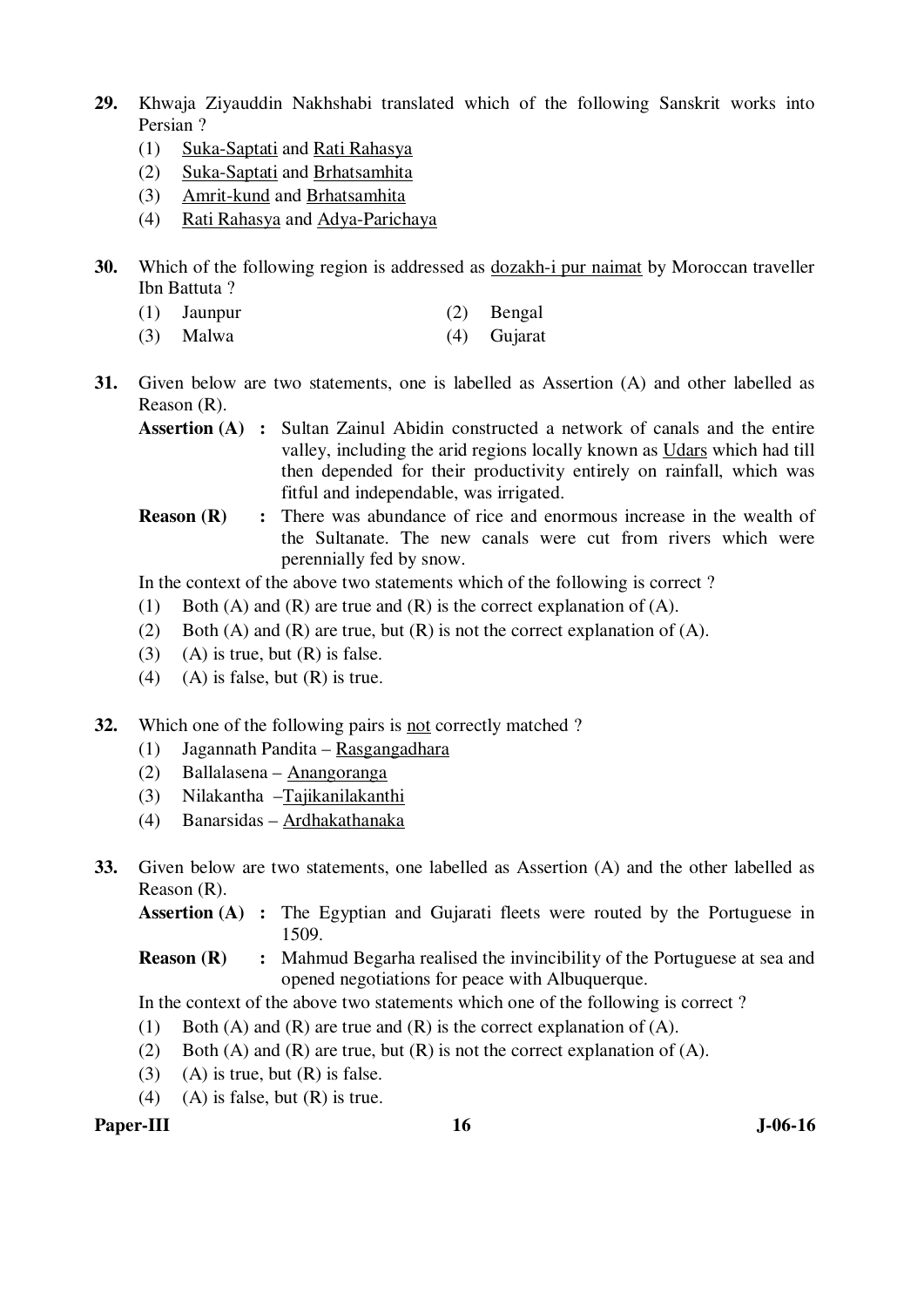**29.** Khwaja Ziyauddin Nakhshabi translated which of the following Sanskrit works into Persian ?

(1) Suka-Saptati and Rati Rahasya
(2) Suka-Saptati and Brhatsamhita
(3) Amrit-kund and Brhatsamhita
(4) Rati Rahasya and Adya-Parichaya

**30.** Which of the following region is addressed as dozakh-i pur naimat by Moroccan traveller Ibn Battuta ?

(1) Jaunpur
(2) Bengal
(3) Malwa
(4) Gujarat

**31.** Given below are two statements, one is labelled as Assertion (A) and other labelled as Reason (R).

**Assertion (A) :** Sultan Zainul Abidin constructed a network of canals and the entire valley, including the arid regions locally known as Udars which had till then depended for their productivity entirely on rainfall, which was fitful and independable, was irrigated.

**Reason (R) :** There was abundance of rice and enormous increase in the wealth of the Sultanate. The new canals were cut from rivers which were perennially fed by snow.

In the context of the above two statements which of the following is correct ?

(1) Both (A) and (R) are true and (R) is the correct explanation of (A).
(2) Both (A) and (R) are true, but (R) is not the correct explanation of (A).
(3) (A) is true, but (R) is false.
(4) (A) is false, but (R) is true.

**32.** Which one of the following pairs is not correctly matched ?

(1) Jagannath Pandita – Rasgangadhara
(2) Ballalasena – Anangoranga
(3) Nilakantha – Tajikanilakanthi
(4) Banarsidas – Ardhakathanaka

**33.** Given below are two statements, one labelled as Assertion (A) and the other labelled as Reason (R).

**Assertion (A) :** The Egyptian and Gujarati fleets were routed by the Portuguese in 1509.

**Reason (R) :** Mahmud Begarha realised the invincibility of the Portuguese at sea and opened negotiations for peace with Albuquerque.

In the context of the above two statements which one of the following is correct ?

(1) Both (A) and (R) are true and (R) is the correct explanation of (A).
(2) Both (A) and (R) are true, but (R) is not the correct explanation of (A).
(3) (A) is true, but (R) is false.
(4) (A) is false, but (R) is true.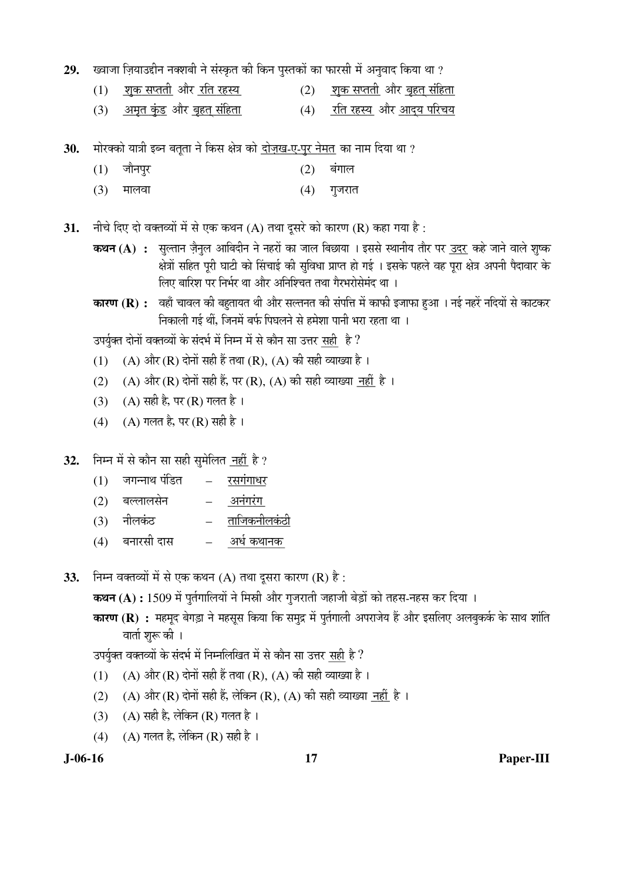29. ख्वाजा ज़ियाउद्दीन नक्शबी ने संस्कृत की किन पुस्तकों का फारसी में अनुवाद किया था ?

(1) शुक सप्तती और रति रहस्य
(2) शुक सप्तती और बृहत् संहिता
(3) अमृत कुंड और बृहत् संहिता
(4) रति रहस्य और आद्य परिचय

30. मोरक्को यात्री इब्न बतूता ने किस क्षेत्र को दोज़ख-ए-पुर नेमत का नाम दिया था ?

(1) जौनपुर
(2) बंगाल
(3) मालवा
(4) गुजरात

31. नीचे दिए दो वक्तव्यों में से एक कथन (A) तथा दूसरे को कारण (R) कहा गया है :

**कथन (A) :** सुल्तान ज़ैनुल आबिदीन ने नहरों का जाल बिछाया । इससे स्थानीय तौर पर उदर कहे जाने वाले शुष्क क्षेत्रों सहित पूरी घाटी को सिंचाई की सुविधा प्राप्त हो गई । इसके पहले वह पूरा क्षेत्र अपनी पैदावार के लिए बारिश पर निर्भर था और अनिश्चित तथा गैरभरोसेमंद था ।

**कारण (R) :** वहाँ चावल की बहुतायत थी और सल्तनत की संपत्ति में काफी इजाफा हुआ । नई नहरें नदियों से काटकर निकाली गई थीं, जिनमें बर्फ पिघलने से हमेशा पानी भरा रहता था ।

उपर्युक्त दोनों वक्तव्यों के संदर्भ में निम्न में से कौन सा उत्तर सही है ?

(1) (A) और (R) दोनों सही हैं तथा (R), (A) की सही व्याख्या है ।
(2) (A) और (R) दोनों सही हैं, पर (R), (A) की सही व्याख्या नहीं है ।
(3) (A) सही है, पर (R) गलत है ।
(4) (A) गलत है, पर (R) सही है ।

32. निम्न में से कौन सा सही सुमेलित नहीं है ?

(1) जगन्नाथ पंडित – रसगंगाधर
(2) बल्लालसेन – अनंगरंग
(3) नीलकंठ – ताजिकनीलकंठी
(4) बनारसी दास – अर्ध कथानक

33. निम्न वक्तव्यों में से एक कथन (A) तथा दूसरा कारण (R) है :

**कथन (A) :** 1509 में पुर्तगालियों ने मिस्री और गुजराती जहाजी बेड़ों को तहस-नहस कर दिया ।

**कारण (R) :** महमूद बेगड़ा ने महसूस किया कि समुद्र में पुर्तगाली अपराजेय हैं और इसलिए अलबुकर्क के साथ शांति वार्ता शुरू की ।

उपर्युक्त वक्तव्यों के संदर्भ में निम्नलिखित में से कौन सा उत्तर सही है ?

(1) (A) और (R) दोनों सही हैं तथा (R), (A) की सही व्याख्या है ।
(2) (A) और (R) दोनों सही हैं, लेकिन (R), (A) की सही व्याख्या नहीं है ।
(3) (A) सही है, लेकिन (R) गलत है ।
(4) (A) गलत है, लेकिन (R) सही है ।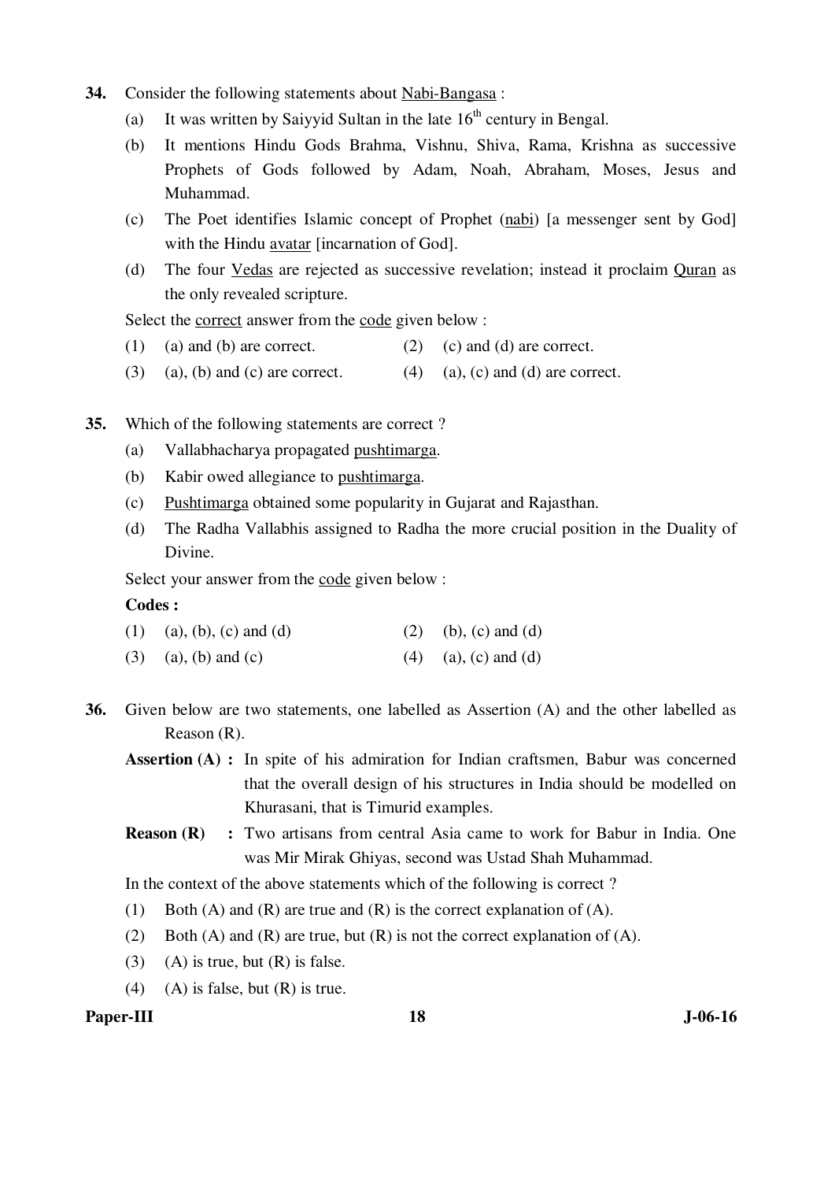34. Consider the following statements about Nabi-Bangasa :

    (a) It was written by Saiyyid Sultan in the late 16th century in Bengal.

    (b) It mentions Hindu Gods Brahma, Vishnu, Shiva, Rama, Krishna as successive Prophets of Gods followed by Adam, Noah, Abraham, Moses, Jesus and Muhammad.

    (c) The Poet identifies Islamic concept of Prophet (nabi) [a messenger sent by God] with the Hindu avatar [incarnation of God].

    (d) The four Vedas are rejected as successive revelation; instead it proclaim Quran as the only revealed scripture.

    Select the correct answer from the code given below :

    (1) (a) and (b) are correct.
    (2) (c) and (d) are correct.
    (3) (a), (b) and (c) are correct.
    (4) (a), (c) and (d) are correct.

35. Which of the following statements are correct ?

    (a) Vallabhacharya propagated pushtimarga.

    (b) Kabir owed allegiance to pushtimarga.

    (c) Pushtimarga obtained some popularity in Gujarat and Rajasthan.

    (d) The Radha Vallabhis assigned to Radha the more crucial position in the Duality of Divine.

    Select your answer from the code given below :

    **Codes :**

    (1) (a), (b), (c) and (d)
    (2) (b), (c) and (d)
    (3) (a), (b) and (c)
    (4) (a), (c) and (d)

36. Given below are two statements, one labelled as Assertion (A) and the other labelled as Reason (R).

    **Assertion (A) :** In spite of his admiration for Indian craftsmen, Babur was concerned that the overall design of his structures in India should be modelled on Khurasani, that is Timurid examples.

    **Reason (R) :** Two artisans from central Asia came to work for Babur in India. One was Mir Mirak Ghiyas, second was Ustad Shah Muhammad.

    In the context of the above statements which of the following is correct ?

    (1) Both (A) and (R) are true and (R) is the correct explanation of (A).
    (2) Both (A) and (R) are true, but (R) is not the correct explanation of (A).
    (3) (A) is true, but (R) is false.
    (4) (A) is false, but (R) is true.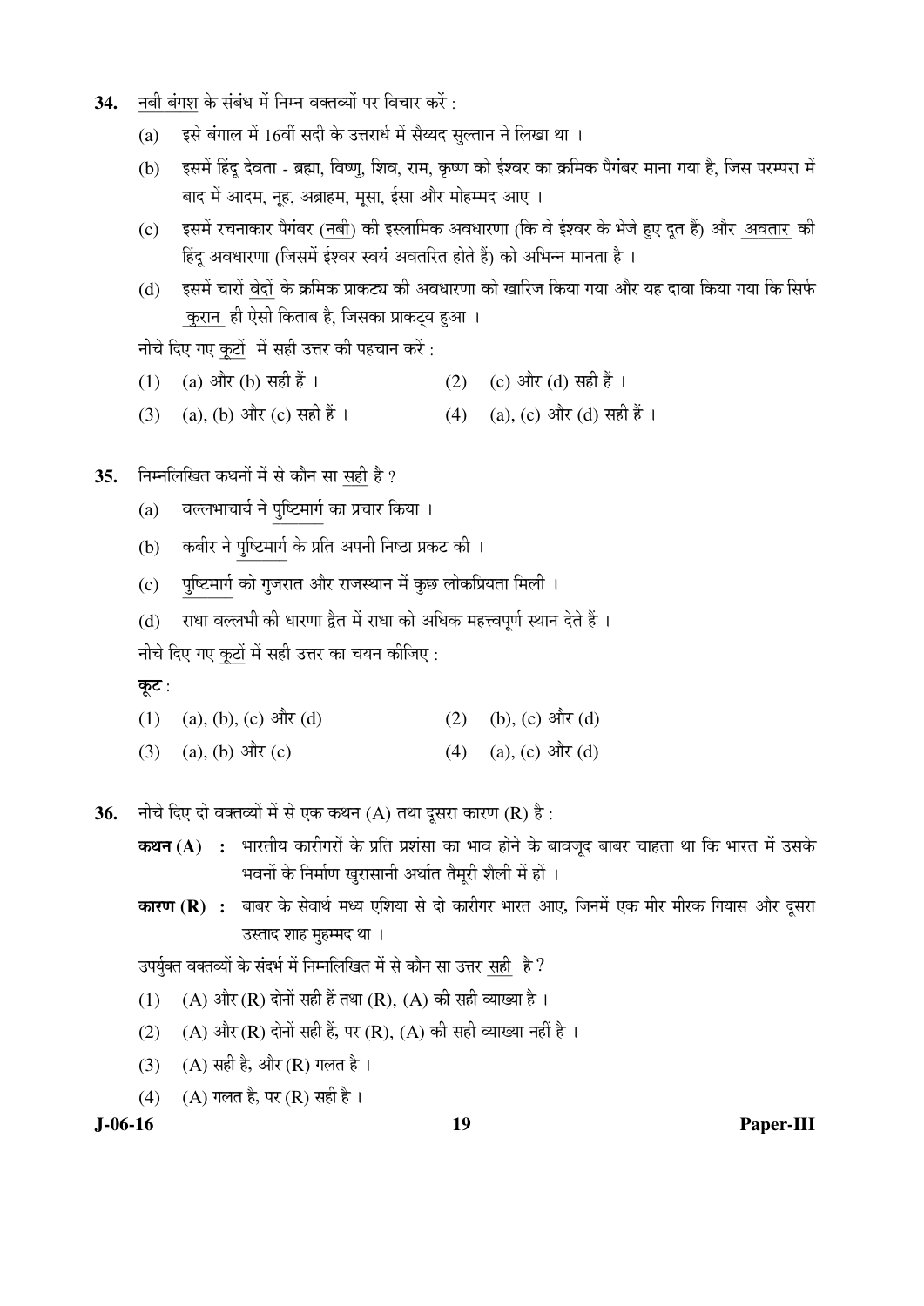**34.** नबी बंगश के संबंध में निम्न वक्तव्यों पर विचार करें :

(a) इसे बंगाल में 16वीं सदी के उत्तरार्ध में सैय्यद सुल्तान ने लिखा था ।

(b) इसमें हिंदू देवता - ब्रह्मा, विष्णु, शिव, राम, कृष्ण को ईश्वर का क्रमिक पैगंबर माना गया है, जिस परम्परा में बाद में आदम, नूह, अब्राहम, मूसा, ईसा और मोहम्मद आए ।

(c) इसमें रचनाकार पैगंबर (नबी) की इस्लामिक अवधारणा (कि वे ईश्वर के भेजे हुए दूत हैं) और अवतार की हिंदू अवधारणा (जिसमें ईश्वर स्वयं अवतरित होते हैं) को अभिन्न मानता है ।

(d) इसमें चारों वेदों के क्रमिक प्राकट्य की अवधारणा को खारिज किया गया और यह दावा किया गया कि सिर्फ कुरान ही ऐसी किताब है, जिसका प्राकट्य हुआ ।

नीचे दिए गए कूटों में सही उत्तर की पहचान करें :

(1) (a) और (b) सही हैं ।
(2) (c) और (d) सही हैं ।
(3) (a), (b) और (c) सही हैं ।
(4) (a), (c) और (d) सही हैं ।

**35.** निम्नलिखित कथनों में से कौन सा सही है ?

(a) वल्लभाचार्य ने पुष्टिमार्ग का प्रचार किया ।

(b) कबीर ने पुष्टिमार्ग के प्रति अपनी निष्ठा प्रकट की ।

(c) पुष्टिमार्ग को गुजरात और राजस्थान में कुछ लोकप्रियता मिली ।

(d) राधा वल्लभी की धारणा द्वैत में राधा को अधिक महत्त्वपूर्ण स्थान देते हैं ।

नीचे दिए गए कूटों में सही उत्तर का चयन कीजिए :

**कूट :**

(1) (a), (b), (c) और (d)
(2) (b), (c) और (d)
(3) (a), (b) और (c)
(4) (a), (c) और (d)

**36.** नीचे दिए दो वक्तव्यों में से एक कथन (A) तथा दूसरा कारण (R) है :

**कथन (A) :** भारतीय कारीगरों के प्रति प्रशंसा का भाव होने के बावजूद बाबर चाहता था कि भारत में उसके भवनों के निर्माण खुरासानी अर्थात तैमूरी शैली में हों ।

**कारण (R) :** बाबर के सेवार्थ मध्य एशिया से दो कारीगर भारत आए, जिनमें एक मीर मीरक गियास और दूसरा उस्ताद शाह मुहम्मद था ।

उपर्युक्त वक्तव्यों के संदर्भ में निम्नलिखित में से कौन सा उत्तर सही है ?

(1) (A) और (R) दोनों सही हैं तथा (R), (A) की सही व्याख्या है ।
(2) (A) और (R) दोनों सही हैं, पर (R), (A) की सही व्याख्या नहीं है ।
(3) (A) सही है, और (R) गलत है ।
(4) (A) गलत है, पर (R) सही है ।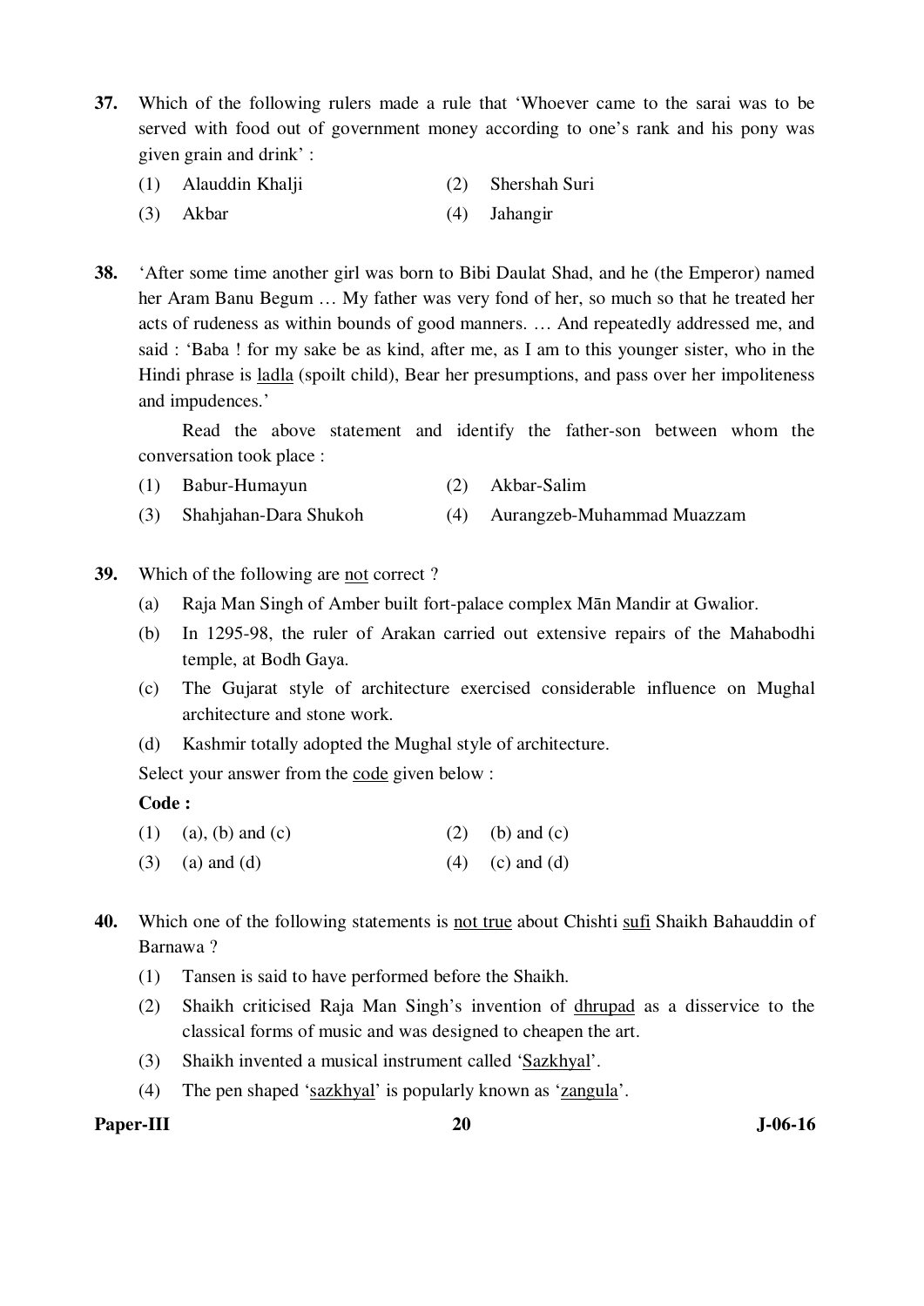**37.** Which of the following rulers made a rule that 'Whoever came to the sarai was to be served with food out of government money according to one's rank and his pony was given grain and drink' :

(1) Alauddin Khalji
(2) Shershah Suri
(3) Akbar
(4) Jahangir

**38.** 'After some time another girl was born to Bibi Daulat Shad, and he (the Emperor) named her Aram Banu Begum … My father was very fond of her, so much so that he treated her acts of rudeness as within bounds of good manners. … And repeatedly addressed me, and said : 'Baba ! for my sake be as kind, after me, as I am to this younger sister, who in the Hindi phrase is <u>ladla</u> (spoilt child), Bear her presumptions, and pass over her impoliteness and impudences.'

Read the above statement and identify the father-son between whom the conversation took place :

(1) Babur-Humayun
(2) Akbar-Salim
(3) Shahjahan-Dara Shukoh
(4) Aurangzeb-Muhammad Muazzam

**39.** Which of the following are <u>not</u> correct ?

(a) Raja Man Singh of Amber built fort-palace complex Mān Mandir at Gwalior.
(b) In 1295-98, the ruler of Arakan carried out extensive repairs of the Mahabodhi temple, at Bodh Gaya.
(c) The Gujarat style of architecture exercised considerable influence on Mughal architecture and stone work.
(d) Kashmir totally adopted the Mughal style of architecture.

Select your answer from the <u>code</u> given below :

**Code :**

(1) (a), (b) and (c)
(2) (b) and (c)
(3) (a) and (d)
(4) (c) and (d)

**40.** Which one of the following statements is <u>not true</u> about Chishti <u>sufi</u> Shaikh Bahauddin of Barnawa ?

(1) Tansen is said to have performed before the Shaikh.
(2) Shaikh criticised Raja Man Singh's invention of <u>dhrupad</u> as a disservice to the classical forms of music and was designed to cheapen the art.
(3) Shaikh invented a musical instrument called '<u>Sazkhyal</u>'.
(4) The pen shaped '<u>sazkhyal</u>' is popularly known as '<u>zangula</u>'.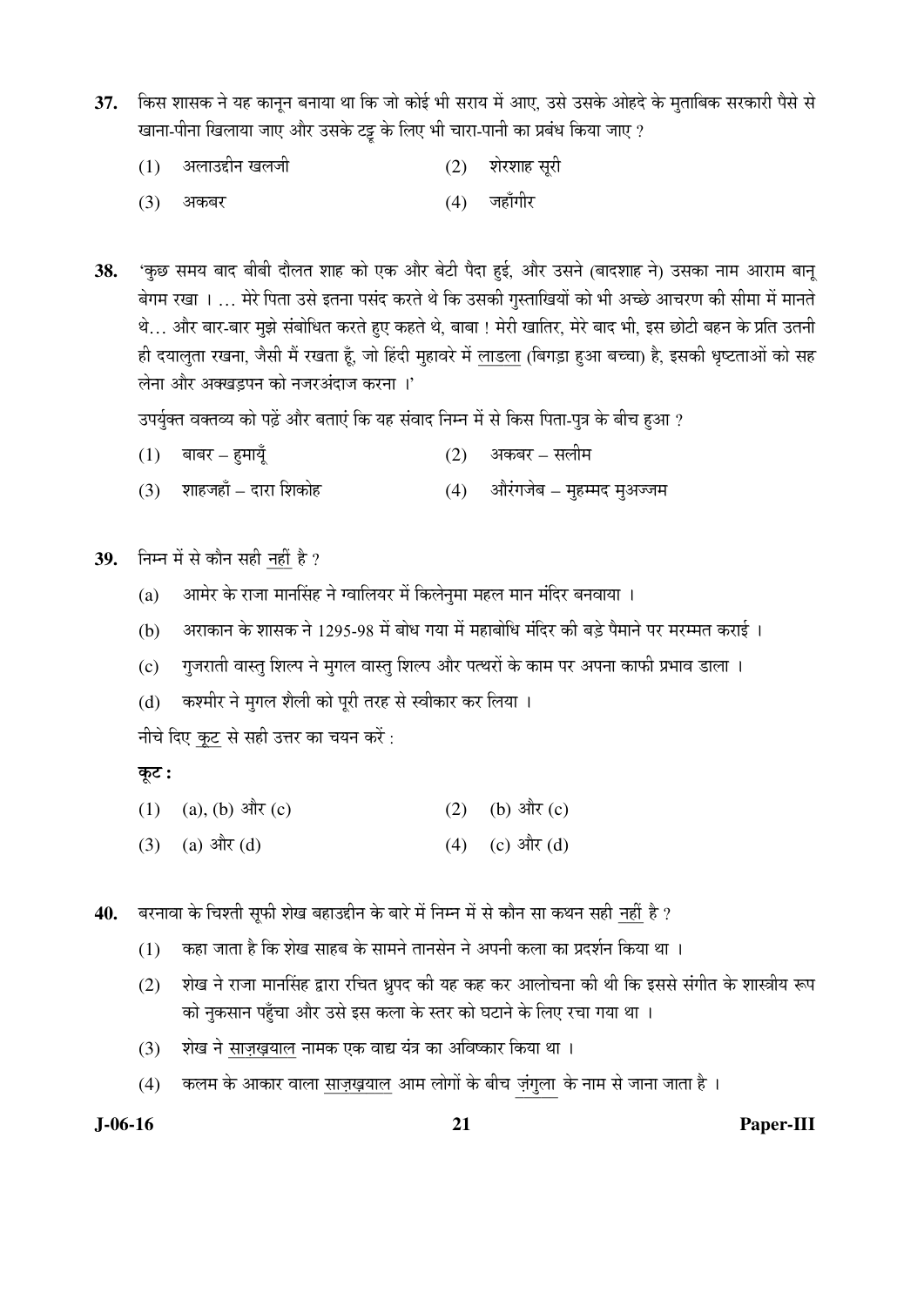**37.** किस शासक ने यह कानून बनाया था कि जो कोई भी सराय में आए, उसे उसके ओहदे के मुताबिक सरकारी पैसे से खाना-पीना खिलाया जाए और उसके टट्टू के लिए भी चारा-पानी का प्रबंध किया जाए ?

(1) अलाउद्दीन खलजी
(2) शेरशाह सूरी
(3) अकबर
(4) जहाँगीर

**38.** 'कुछ समय बाद बीबी दौलत शाह को एक और बेटी पैदा हुई, और उसने (बादशाह ने) उसका नाम आराम बानू बेगम रखा । … मेरे पिता उसे इतना पसंद करते थे कि उसकी गुस्ताखियों को भी अच्छे आचरण की सीमा में मानते थे… और बार-बार मुझे संबोधित करते हुए कहते थे, बाबा ! मेरी खातिर, मेरे बाद भी, इस छोटी बहन के प्रति उतनी ही दयालुता रखना, जैसी मैं रखता हूँ, जो हिंदी मुहावरे में <u>लाडला</u> (बिगड़ा हुआ बच्चा) है, इसकी धृष्टताओं को सह लेना और अक्खड़पन को नजरअंदाज करना ।'

उपर्युक्त वक्तव्य को पढ़ें और बताएं कि यह संवाद निम्न में से किस पिता-पुत्र के बीच हुआ ?

(1) बाबर – हुमायूँ
(2) अकबर – सलीम
(3) शाहजहाँ – दारा शिकोह
(4) औरंगजेब – मुहम्मद मुअज्जम

**39.** निम्न में से कौन सही <u>नहीं</u> है ?

(a) आमेर के राजा मानसिंह ने ग्वालियर में किलेनुमा महल मान मंदिर बनवाया ।

(b) अराकान के शासक ने 1295-98 में बोध गया में महाबोधि मंदिर की बड़े पैमाने पर मरम्मत कराई ।

(c) गुजराती वास्तु शिल्प ने मुगल वास्तु शिल्प और पत्थरों के काम पर अपना काफी प्रभाव डाला ।

(d) कश्मीर ने मुगल शैली को पूरी तरह से स्वीकार कर लिया ।

नीचे दिए <u>कूट</u> से सही उत्तर का चयन करें :

**कूट :**

(1) (a), (b) और (c)
(2) (b) और (c)
(3) (a) और (d)
(4) (c) और (d)

**40.** बरनावा के चिश्ती सूफी शेख बहाउद्दीन के बारे में निम्न में से कौन सा कथन सही <u>नहीं</u> है ?

(1) कहा जाता है कि शेख साहब के सामने तानसेन ने अपनी कला का प्रदर्शन किया था ।

(2) शेख ने राजा मानसिंह द्वारा रचित ध्रुपद की यह कह कर आलोचना की थी कि इससे संगीत के शास्त्रीय रूप को नुकसान पहुँचा और उसे इस कला के स्तर को घटाने के लिए रचा गया था ।

(3) शेख ने <u>साज़ख़याल</u> नामक एक वाद्य यंत्र का अविष्कार किया था ।

(4) कलम के आकार वाला <u>साज़ख़याल</u> आम लोगों के बीच <u>ज़ंगुला</u> के नाम से जाना जाता है ।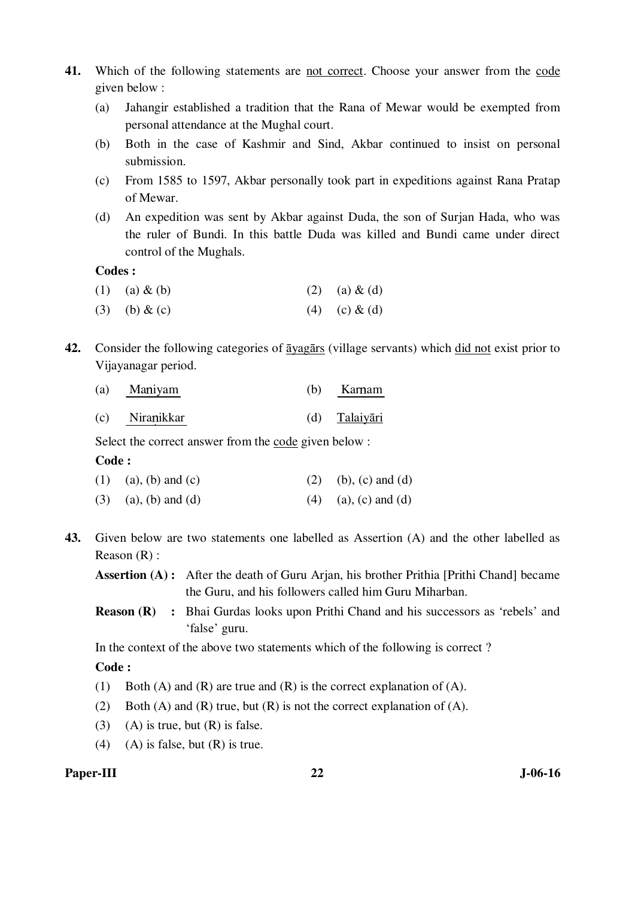**41.** Which of the following statements are not correct. Choose your answer from the code given below :

(a) Jahangir established a tradition that the Rana of Mewar would be exempted from personal attendance at the Mughal court.

(b) Both in the case of Kashmir and Sind, Akbar continued to insist on personal submission.

(c) From 1585 to 1597, Akbar personally took part in expeditions against Rana Pratap of Mewar.

(d) An expedition was sent by Akbar against Duda, the son of Surjan Hada, who was the ruler of Bundi. In this battle Duda was killed and Bundi came under direct control of the Mughals.

**Codes :**

(1) (a) & (b) (2) (a) & (d)

(3) (b) & (c) (4) (c) & (d)

**42.** Consider the following categories of āyagārs (village servants) which did not exist prior to Vijayanagar period.

(a) Maṇiyam (b) Karṇam

(c) Niraṇikkar (d) Talaiyāri

Select the correct answer from the code given below :

**Code :**

(1) (a), (b) and (c) (2) (b), (c) and (d)

(3) (a), (b) and (d) (4) (a), (c) and (d)

**43.** Given below are two statements one labelled as Assertion (A) and the other labelled as Reason (R) :

**Assertion (A) :** After the death of Guru Arjan, his brother Prithia [Prithi Chand] became the Guru, and his followers called him Guru Miharban.

**Reason (R) :** Bhai Gurdas looks upon Prithi Chand and his successors as 'rebels' and 'false' guru.

In the context of the above two statements which of the following is correct ?

**Code :**

(1) Both (A) and (R) are true and (R) is the correct explanation of (A).

(2) Both (A) and (R) true, but (R) is not the correct explanation of (A).

(3) (A) is true, but (R) is false.

(4) (A) is false, but (R) is true.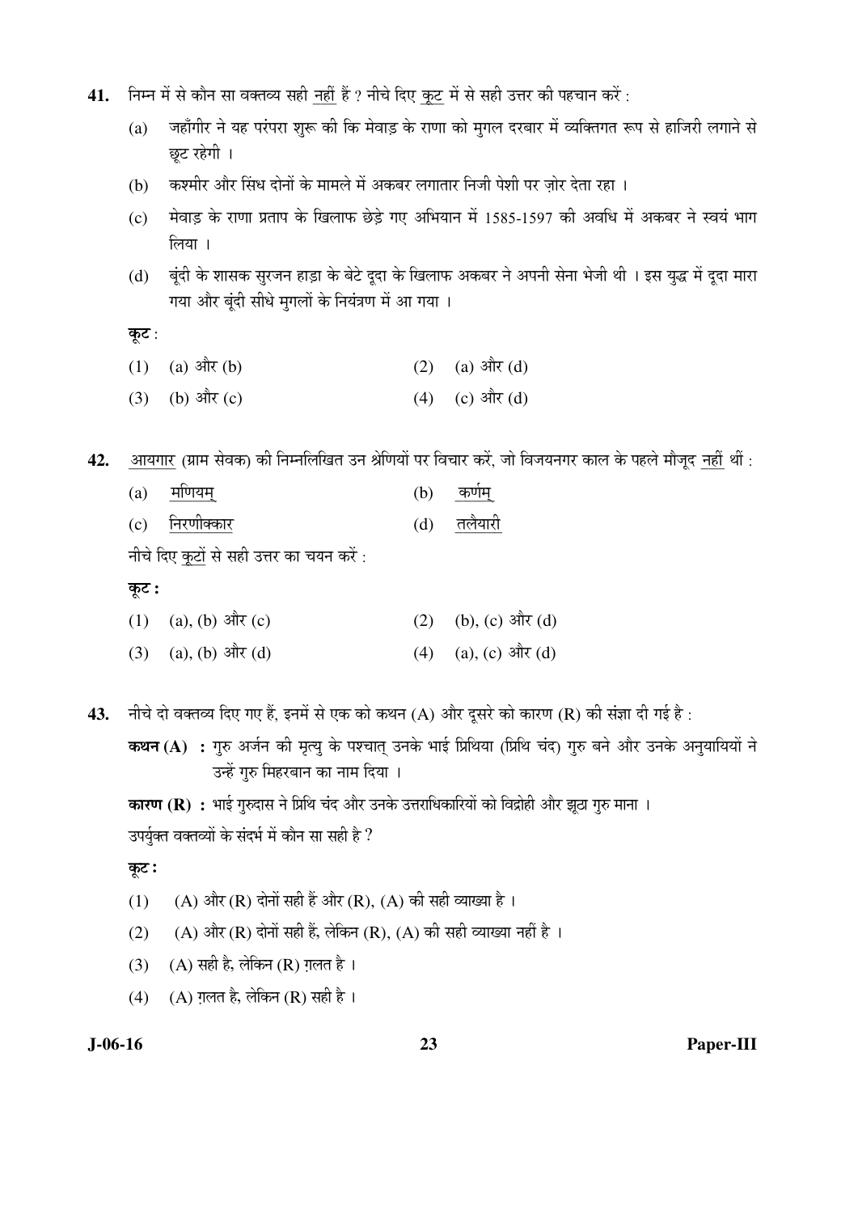41. निम्न में से कौन सा वक्तव्य सही नहीं हैं ? नीचे दिए कूट में से सही उत्तर की पहचान करें :

(a) जहाँगीर ने यह परंपरा शुरू की कि मेवाड़ के राणा को मुगल दरबार में व्यक्तिगत रूप से हाजिरी लगाने से छूट रहेगी ।

(b) कश्मीर और सिंध दोनों के मामले में अकबर लगातार निजी पेशी पर ज़ोर देता रहा ।

(c) मेवाड़ के राणा प्रताप के खिलाफ छेड़े गए अभियान में 1585-1597 की अवधि में अकबर ने स्वयं भाग लिया ।

(d) बूंदी के शासक सुरजन हाड़ा के बेटे दूदा के खिलाफ अकबर ने अपनी सेना भेजी थी । इस युद्ध में दूदा मारा गया और बूंदी सीधे मुगलों के नियंत्रण में आ गया ।

**कूट** :

(1) (a) और (b)
(2) (a) और (d)
(3) (b) और (c)
(4) (c) और (d)

42. आयगार (ग्राम सेवक) की निम्नलिखित उन श्रेणियों पर विचार करें, जो विजयनगर काल के पहले मौजूद नहीं थीं :

(a) मणियम्
(b) कर्णम्
(c) निरणीक्कार
(d) तलैयारी

नीचे दिए कूटों से सही उत्तर का चयन करें :

**कूट :**

(1) (a), (b) और (c)
(2) (b), (c) और (d)
(3) (a), (b) और (d)
(4) (a), (c) और (d)

43. नीचे दो वक्तव्य दिए गए हैं, इनमें से एक को कथन (A) और दूसरे को कारण (R) की संज्ञा दी गई है :

**कथन (A) :** गुरु अर्जन की मृत्यु के पश्चात् उनके भाई प्रिथिया (प्रिथि चंद) गुरु बने और उनके अनुयायियों ने उन्हें गुरु मिहरबान का नाम दिया ।

**कारण (R) :** भाई गुरुदास ने प्रिथि चंद और उनके उत्तराधिकारियों को विद्रोही और झूठा गुरु माना ।

उपर्युक्त वक्तव्यों के संदर्भ में कौन सा सही है ?

**कूट :**

(1) (A) और (R) दोनों सही हैं और (R), (A) की सही व्याख्या है ।
(2) (A) और (R) दोनों सही हैं, लेकिन (R), (A) की सही व्याख्या नहीं है ।
(3) (A) सही है, लेकिन (R) ग़लत है ।
(4) (A) ग़लत है, लेकिन (R) सही है ।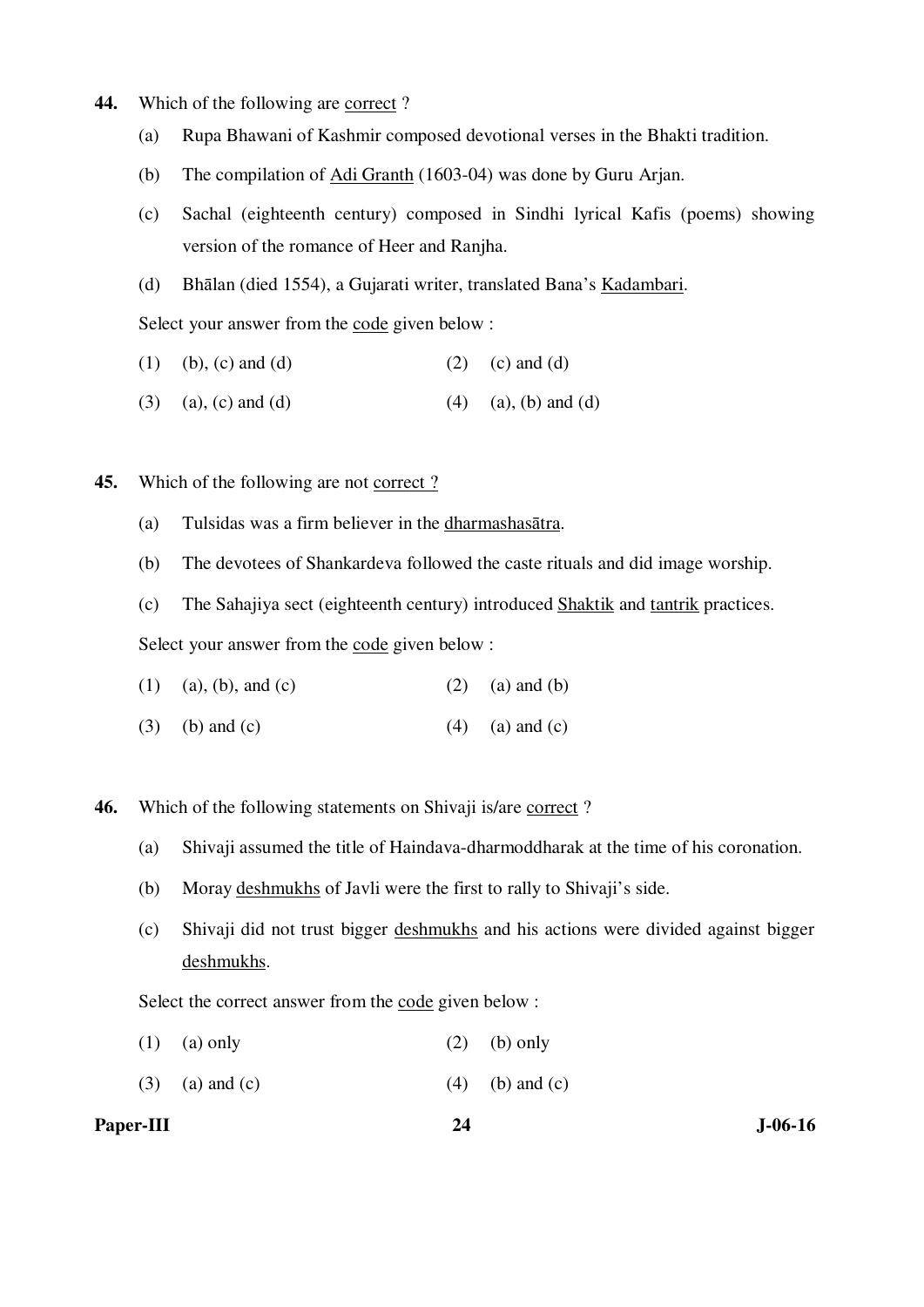**44.** Which of the following are correct ?

(a) Rupa Bhawani of Kashmir composed devotional verses in the Bhakti tradition.

(b) The compilation of Adi Granth (1603-04) was done by Guru Arjan.

(c) Sachal (eighteenth century) composed in Sindhi lyrical Kafis (poems) showing version of the romance of Heer and Ranjha.

(d) Bhālan (died 1554), a Gujarati writer, translated Bana's Kadambari.

Select your answer from the code given below :

(1) (b), (c) and (d)  (2) (c) and (d)

(3) (a), (c) and (d)  (4) (a), (b) and (d)

**45.** Which of the following are not correct ?

(a) Tulsidas was a firm believer in the dharmashasātra.

(b) The devotees of Shankardeva followed the caste rituals and did image worship.

(c) The Sahajiya sect (eighteenth century) introduced Shaktik and tantrik practices.

Select your answer from the code given below :

(1) (a), (b), and (c)  (2) (a) and (b)

(3) (b) and (c)  (4) (a) and (c)

**46.** Which of the following statements on Shivaji is/are correct ?

(a) Shivaji assumed the title of Haindava-dharmoddharak at the time of his coronation.

(b) Moray deshmukhs of Javli were the first to rally to Shivaji's side.

(c) Shivaji did not trust bigger deshmukhs and his actions were divided against bigger deshmukhs.

Select the correct answer from the code given below :

(1) (a) only  (2) (b) only

(3) (a) and (c)  (4) (b) and (c)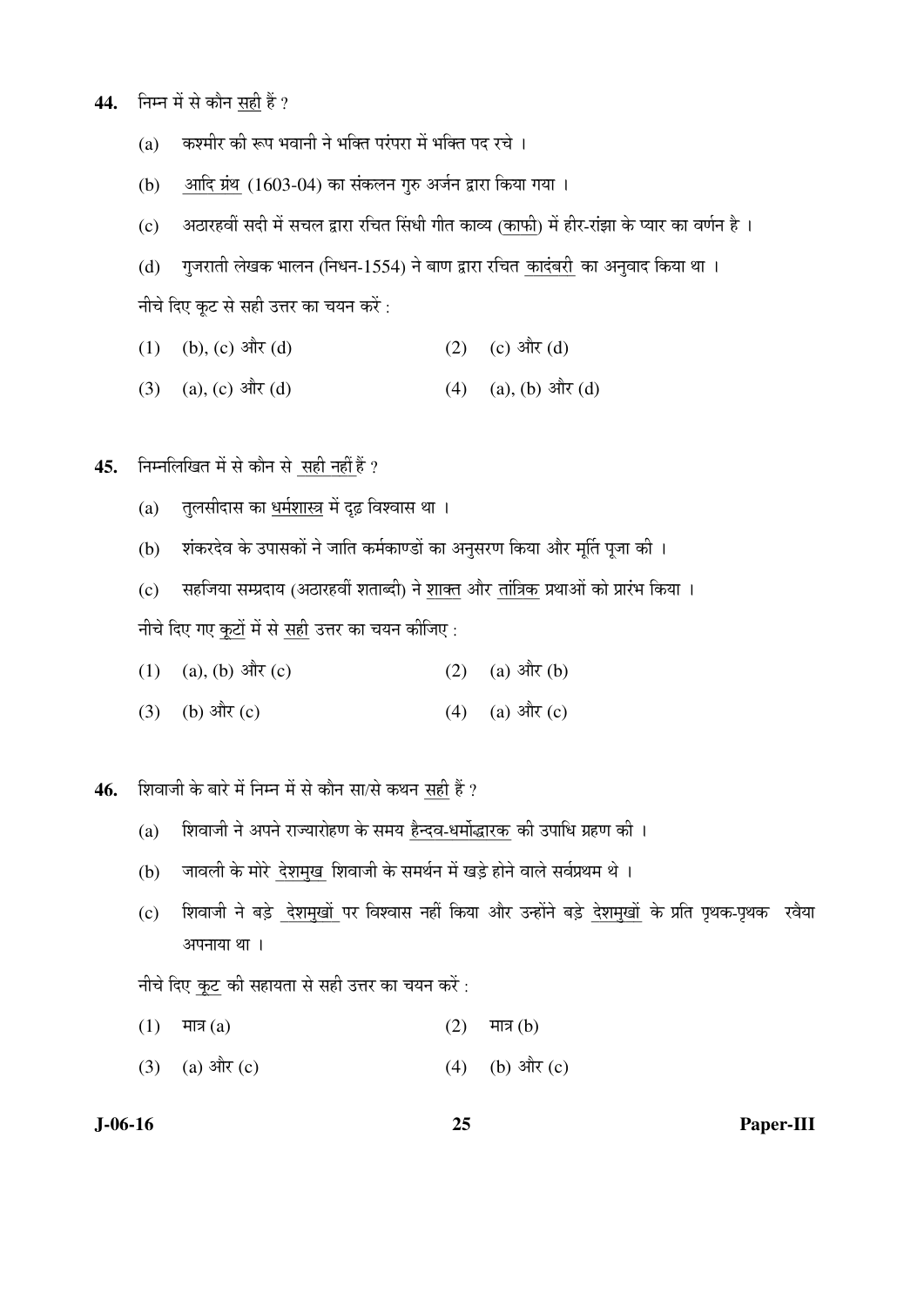44. निम्न में से कौन सही हैं ?

(a) कश्मीर की रूप भवानी ने भक्ति परंपरा में भक्ति पद रचे ।

(b) आदि ग्रंथ (1603-04) का संकलन गुरु अर्जन द्वारा किया गया ।

(c) अठारहवीं सदी में सचल द्वारा रचित सिंधी गीत काव्य (काफी) में हीर-रांझा के प्यार का वर्णन है ।

(d) गुजराती लेखक भालन (निधन-1554) ने बाण द्वारा रचित कादंबरी का अनुवाद किया था ।

नीचे दिए कूट से सही उत्तर का चयन करें :

(1) (b), (c) और (d)
(2) (c) और (d)
(3) (a), (c) और (d)
(4) (a), (b) और (d)

45. निम्नलिखित में से कौन से सही नहीं हैं ?

(a) तुलसीदास का धर्मशास्त्र में दृढ़ विश्वास था ।

(b) शंकरदेव के उपासकों ने जाति कर्मकाण्डों का अनुसरण किया और मूर्ति पूजा की ।

(c) सहजिया सम्प्रदाय (अठारहवीं शताब्दी) ने शाक्त और तांत्रिक प्रथाओं को प्रारंभ किया ।

नीचे दिए गए कूटों में से सही उत्तर का चयन कीजिए :

(1) (a), (b) और (c)
(2) (a) और (b)
(3) (b) और (c)
(4) (a) और (c)

46. शिवाजी के बारे में निम्न में से कौन सा/से कथन सही हैं ?

(a) शिवाजी ने अपने राज्यारोहण के समय हैन्दव-धर्मोद्धारक की उपाधि ग्रहण की ।

(b) जावली के मोरे देशमुख शिवाजी के समर्थन में खड़े होने वाले सर्वप्रथम थे ।

(c) शिवाजी ने बड़े देशमुखों पर विश्वास नहीं किया और उन्होंने बड़े देशमुखों के प्रति पृथक-पृथक रवैया अपनाया था ।

नीचे दिए कूट की सहायता से सही उत्तर का चयन करें :

(1) मात्र (a)
(2) मात्र (b)
(3) (a) और (c)
(4) (b) और (c)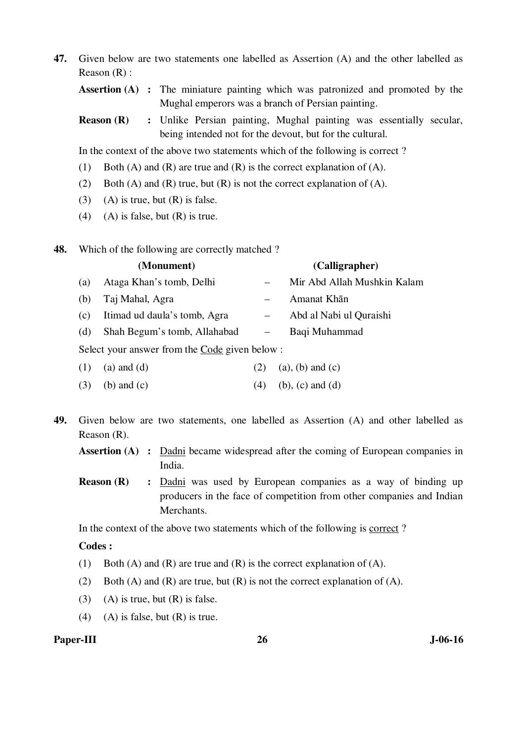**47.** Given below are two statements one labelled as Assertion (A) and the other labelled as Reason (R) :

**Assertion (A)** : The miniature painting which was patronized and promoted by the Mughal emperors was a branch of Persian painting.

**Reason (R)** : Unlike Persian painting, Mughal painting was essentially secular, being intended not for the devout, but for the cultural.

In the context of the above two statements which of the following is correct ?

(1) Both (A) and (R) are true and (R) is the correct explanation of (A).

(2) Both (A) and (R) true, but (R) is not the correct explanation of (A).

(3) (A) is true, but (R) is false.

(4) (A) is false, but (R) is true.

**48.** Which of the following are correctly matched ?

| | **(Monument)** | | **(Calligrapher)** |
|---|---|---|---|
| (a) | Ataga Khan's tomb, Delhi | – | Mir Abd Allah Mushkin Kalam |
| (b) | Taj Mahal, Agra | – | Amanat Khān |
| (c) | Itimad ud daula's tomb, Agra | – | Abd al Nabi ul Quraishi |
| (d) | Shah Begum's tomb, Allahabad | – | Baqi Muhammad |

Select your answer from the Code given below :

(1) (a) and (d)

(2) (a), (b) and (c)

(3) (b) and (c)

(4) (b), (c) and (d)

**49.** Given below are two statements, one labelled as Assertion (A) and other labelled as Reason (R).

**Assertion (A)** : Dadni became widespread after the coming of European companies in India.

**Reason (R)** : Dadni was used by European companies as a way of binding up producers in the face of competition from other companies and Indian Merchants.

In the context of the above two statements which of the following is correct ?

**Codes :**

(1) Both (A) and (R) are true and (R) is the correct explanation of (A).

(2) Both (A) and (R) are true, but (R) is not the correct explanation of (A).

(3) (A) is true, but (R) is false.

(4) (A) is false, but (R) is true.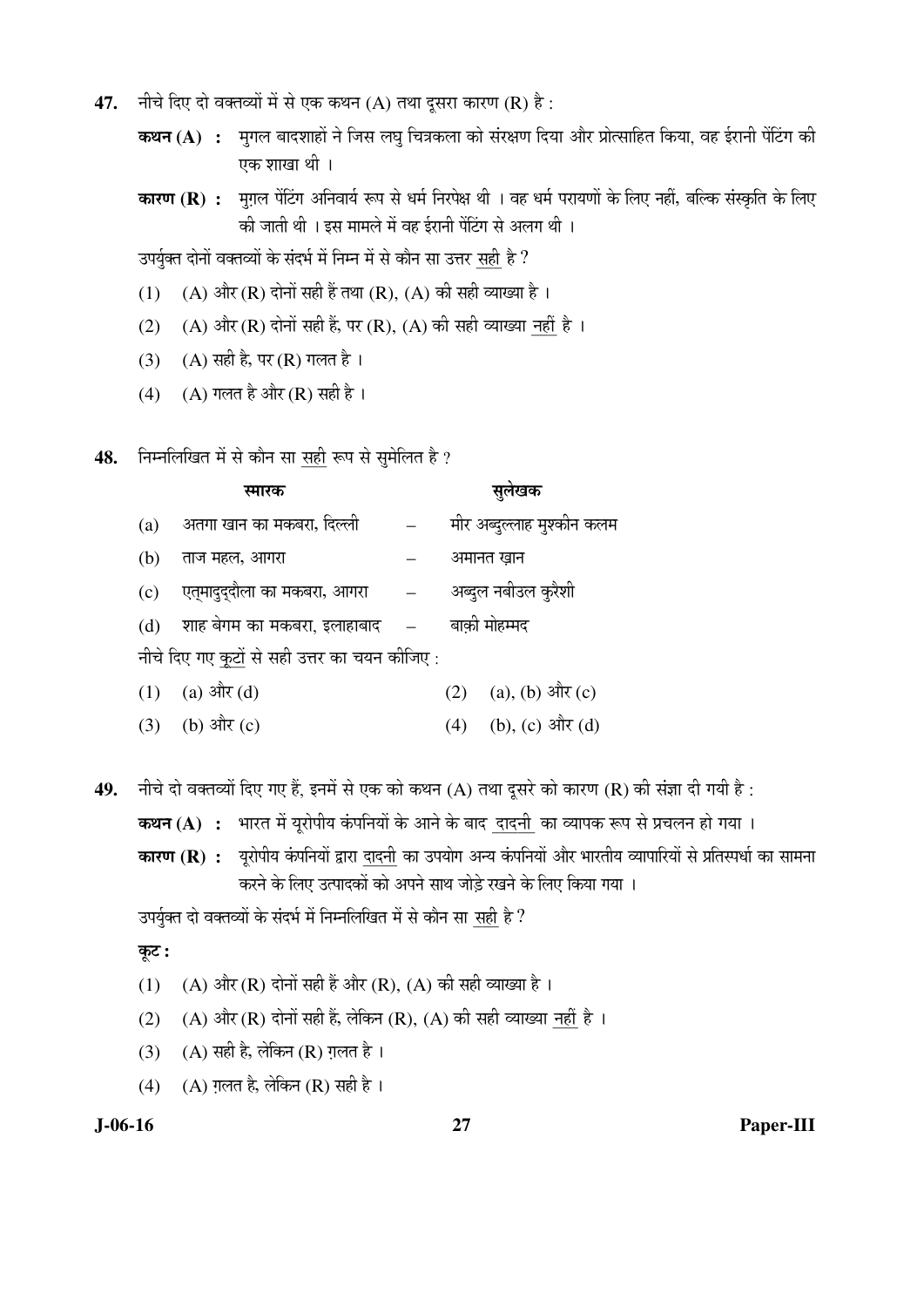47. नीचे दिए दो वक्तव्यों में से एक कथन (A) तथा दूसरा कारण (R) है :

**कथन (A) :** मुगल बादशाहों ने जिस लघु चित्रकला को संरक्षण दिया और प्रोत्साहित किया, वह ईरानी पेंटिंग की एक शाखा थी ।

**कारण (R) :** मुग़ल पेंटिंग अनिवार्य रूप से धर्म निरपेक्ष थी । वह धर्म परायणों के लिए नहीं, बल्कि संस्कृति के लिए की जाती थी । इस मामले में वह ईरानी पेंटिंग से अलग थी ।

उपर्युक्त दोनों वक्तव्यों के संदर्भ में निम्न में से कौन सा उत्तर सही है ?

(1) (A) और (R) दोनों सही हैं तथा (R), (A) की सही व्याख्या है ।

(2) (A) और (R) दोनों सही हैं, पर (R), (A) की सही व्याख्या नहीं है ।

(3) (A) सही है, पर (R) गलत है ।

(4) (A) गलत है और (R) सही है ।

48. निम्नलिखित में से कौन सा सही रूप से सुमेलित है ?

| | **स्मारक** | | **सुलेखक** |
|---|---|---|---|
| (a) | अतगा खान का मकबरा, दिल्ली | – | मीर अब्दुल्लाह मुश्कीन कलम |
| (b) | ताज महल, आगरा | – | अमानत ख़ान |
| (c) | एत्मादुद्दौला का मकबरा, आगरा | – | अब्दुल नबीउल कुरैशी |
| (d) | शाह बेगम का मकबरा, इलाहाबाद | – | बाक़ी मोहम्मद |

नीचे दिए गए कूटों से सही उत्तर का चयन कीजिए :

(1) (a) और (d)

(2) (a), (b) और (c)

(3) (b) और (c)

(4) (b), (c) और (d)

49. नीचे दो वक्तव्यों दिए गए हैं, इनमें से एक को कथन (A) तथा दूसरे को कारण (R) की संज्ञा दी गयी है :

**कथन (A) :** भारत में यूरोपीय कंपनियों के आने के बाद दादनी का व्यापक रूप से प्रचलन हो गया ।

**कारण (R) :** यूरोपीय कंपनियों द्वारा दादनी का उपयोग अन्य कंपनियों और भारतीय व्यापारियों से प्रतिस्पर्धा का सामना करने के लिए उत्पादकों को अपने साथ जोड़े रखने के लिए किया गया ।

उपर्युक्त दो वक्तव्यों के संदर्भ में निम्नलिखित में से कौन सा सही है ?

**कूट :**

(1) (A) और (R) दोनों सही हैं और (R), (A) की सही व्याख्या है ।

(2) (A) और (R) दोनों सही हैं, लेकिन (R), (A) की सही व्याख्या नहीं है ।

(3) (A) सही है, लेकिन (R) ग़लत है ।

(4) (A) ग़लत है, लेकिन (R) सही है ।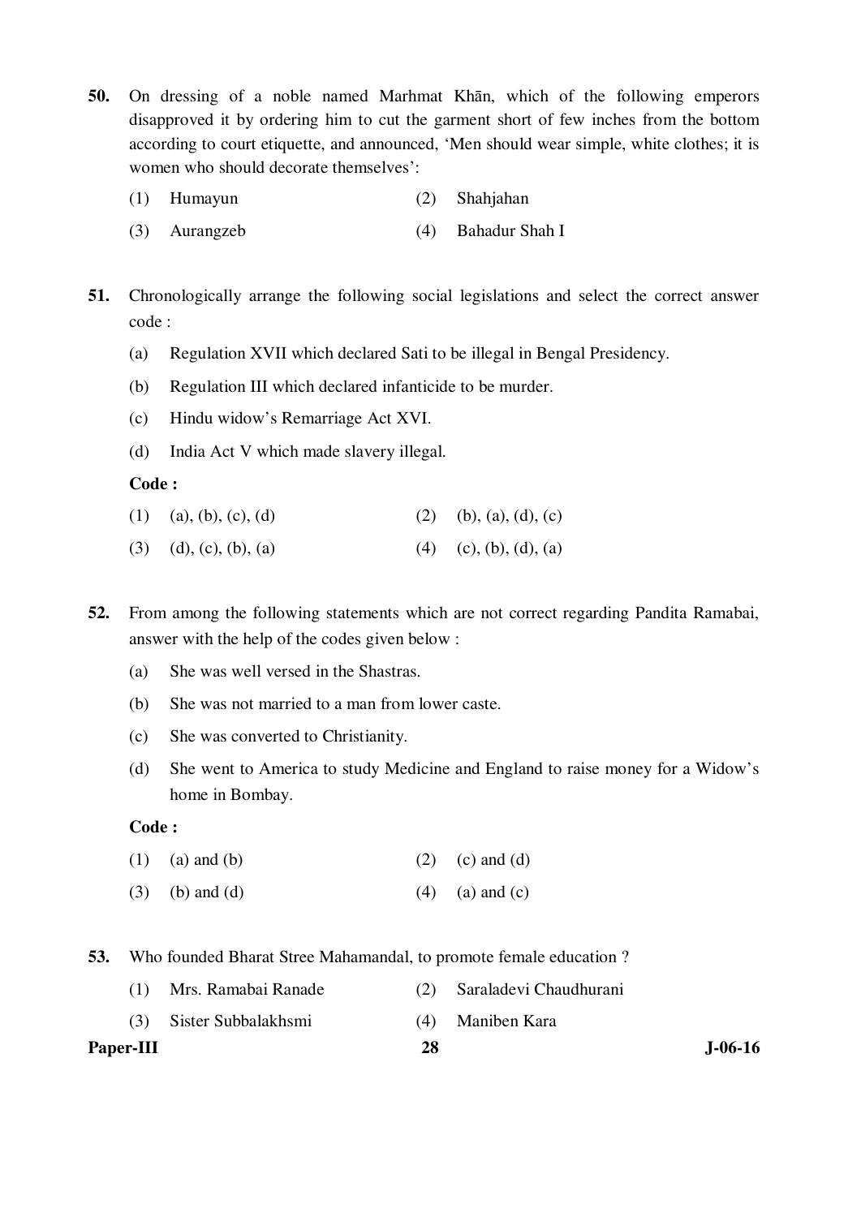**50.** On dressing of a noble named Marhmat Khān, which of the following emperors disapproved it by ordering him to cut the garment short of few inches from the bottom according to court etiquette, and announced, 'Men should wear simple, white clothes; it is women who should decorate themselves':

(1) Humayun (2) Shahjahan

(3) Aurangzeb (4) Bahadur Shah I

**51.** Chronologically arrange the following social legislations and select the correct answer code :

(a) Regulation XVII which declared Sati to be illegal in Bengal Presidency.

(b) Regulation III which declared infanticide to be murder.

(c) Hindu widow's Remarriage Act XVI.

(d) India Act V which made slavery illegal.

**Code :**

(1) (a), (b), (c), (d) (2) (b), (a), (d), (c)

(3) (d), (c), (b), (a) (4) (c), (b), (d), (a)

**52.** From among the following statements which are not correct regarding Pandita Ramabai, answer with the help of the codes given below :

(a) She was well versed in the Shastras.

(b) She was not married to a man from lower caste.

(c) She was converted to Christianity.

(d) She went to America to study Medicine and England to raise money for a Widow's home in Bombay.

**Code :**

(1) (a) and (b) (2) (c) and (d)

(3) (b) and (d) (4) (a) and (c)

**53.** Who founded Bharat Stree Mahamandal, to promote female education ?

(1) Mrs. Ramabai Ranade (2) Saraladevi Chaudhurani

(3) Sister Subbalakhsmi (4) Maniben Kara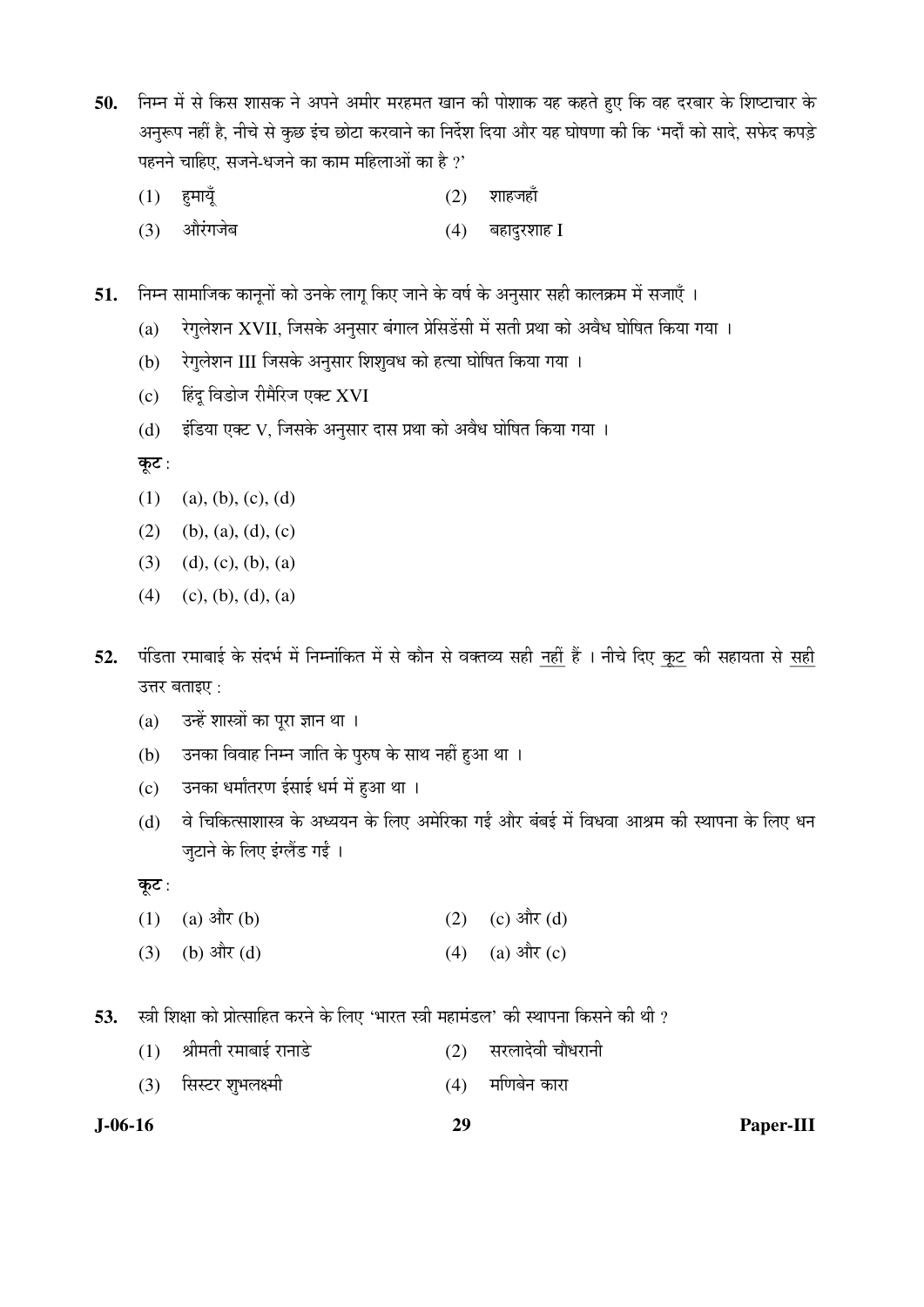50. निम्न में से किस शासक ने अपने अमीर मरहमत खान की पोशाक यह कहते हुए कि वह दरबार के शिष्टाचार के अनुरूप नहीं है, नीचे से कुछ इंच छोटा करवाने का निर्देश दिया और यह घोषणा की कि 'मर्दों को सादे, सफेद कपड़े पहनने चाहिए, सजने-धजने का काम महिलाओं का है ?'

    (1) हुमायूँ
    (2) शाहजहाँ
    (3) औरंगजेब
    (4) बहादुरशाह I

51. निम्न सामाजिक कानूनों को उनके लागू किए जाने के वर्ष के अनुसार सही कालक्रम में सजाएँ ।

    (a) रेगुलेशन XVII, जिसके अनुसार बंगाल प्रेसिडेंसी में सती प्रथा को अवैध घोषित किया गया ।
    (b) रेगुलेशन III जिसके अनुसार शिशुवध को हत्या घोषित किया गया ।
    (c) हिंदू विडोज रीमैरिज एक्ट XVI
    (d) इंडिया एक्ट V, जिसके अनुसार दास प्रथा को अवैध घोषित किया गया ।

    **कूट :**

    (1) (a), (b), (c), (d)
    (2) (b), (a), (d), (c)
    (3) (d), (c), (b), (a)
    (4) (c), (b), (d), (a)

52. पंडिता रमाबाई के संदर्भ में निम्नांकित में से कौन से वक्तव्य सही <u>नहीं</u> हैं । नीचे दिए <u>कूट</u> की सहायता से <u>सही</u> उत्तर बताइए :

    (a) उन्हें शास्त्रों का पूरा ज्ञान था ।
    (b) उनका विवाह निम्न जाति के पुरुष के साथ नहीं हुआ था ।
    (c) उनका धर्मांतरण ईसाई धर्म में हुआ था ।
    (d) वे चिकित्साशास्त्र के अध्ययन के लिए अमेरिका गईं और बंबई में विधवा आश्रम की स्थापना के लिए धन जुटाने के लिए इंग्लैंड गईं ।

    **कूट :**

    (1) (a) और (b)
    (2) (c) और (d)
    (3) (b) और (d)
    (4) (a) और (c)

53. स्त्री शिक्षा को प्रोत्साहित करने के लिए 'भारत स्त्री महामंडल' की स्थापना किसने की थी ?

    (1) श्रीमती रमाबाई रानाडे
    (2) सरलादेवी चौधरानी
    (3) सिस्टर शुभलक्ष्मी
    (4) मणिबेन कारा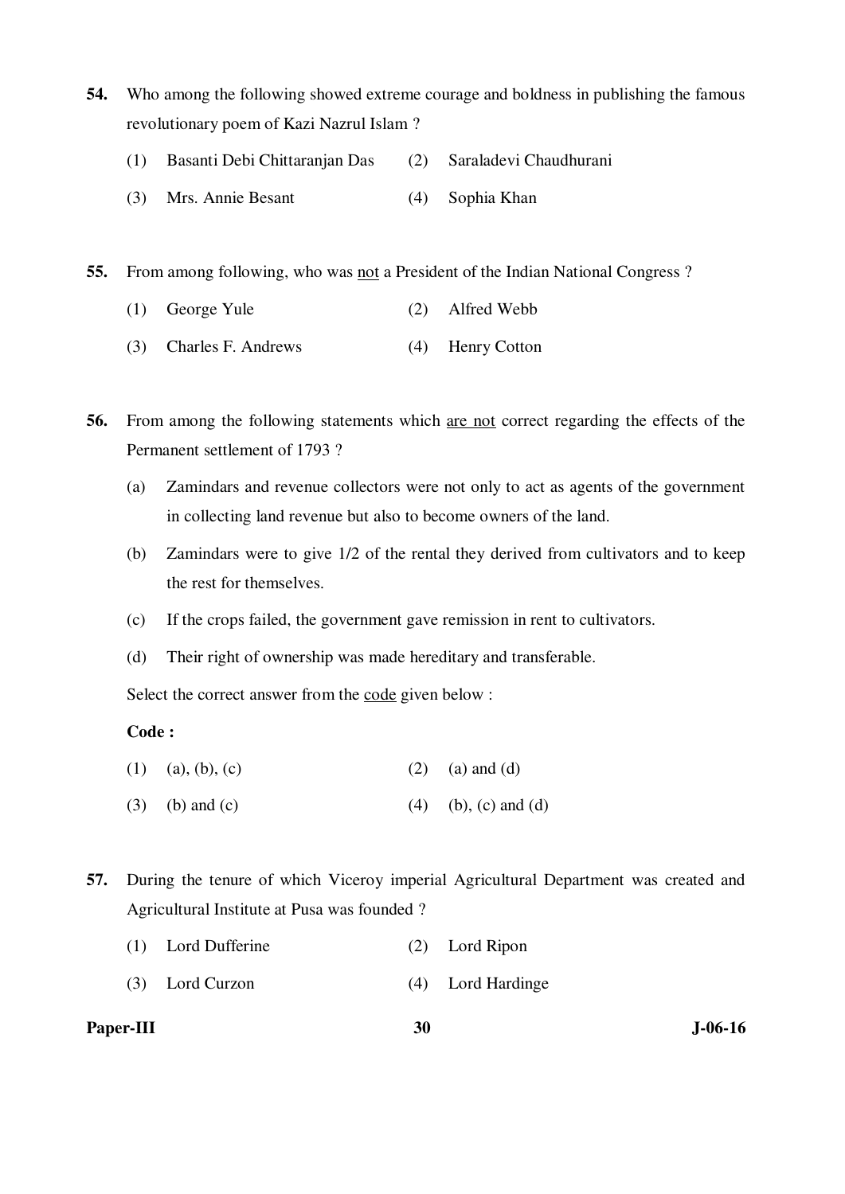**54.** Who among the following showed extreme courage and boldness in publishing the famous revolutionary poem of Kazi Nazrul Islam ?

(1) Basanti Debi Chittaranjan Das  (2) Saraladevi Chaudhurani

(3) Mrs. Annie Besant  (4) Sophia Khan

**55.** From among following, who was not a President of the Indian National Congress ?

(1) George Yule  (2) Alfred Webb

(3) Charles F. Andrews  (4) Henry Cotton

**56.** From among the following statements which are not correct regarding the effects of the Permanent settlement of 1793 ?

(a) Zamindars and revenue collectors were not only to act as agents of the government in collecting land revenue but also to become owners of the land.

(b) Zamindars were to give 1/2 of the rental they derived from cultivators and to keep the rest for themselves.

(c) If the crops failed, the government gave remission in rent to cultivators.

(d) Their right of ownership was made hereditary and transferable.

Select the correct answer from the code given below :

**Code :**

(1) (a), (b), (c)  (2) (a) and (d)

(3) (b) and (c)  (4) (b), (c) and (d)

**57.** During the tenure of which Viceroy imperial Agricultural Department was created and Agricultural Institute at Pusa was founded ?

(1) Lord Dufferine  (2) Lord Ripon

(3) Lord Curzon  (4) Lord Hardinge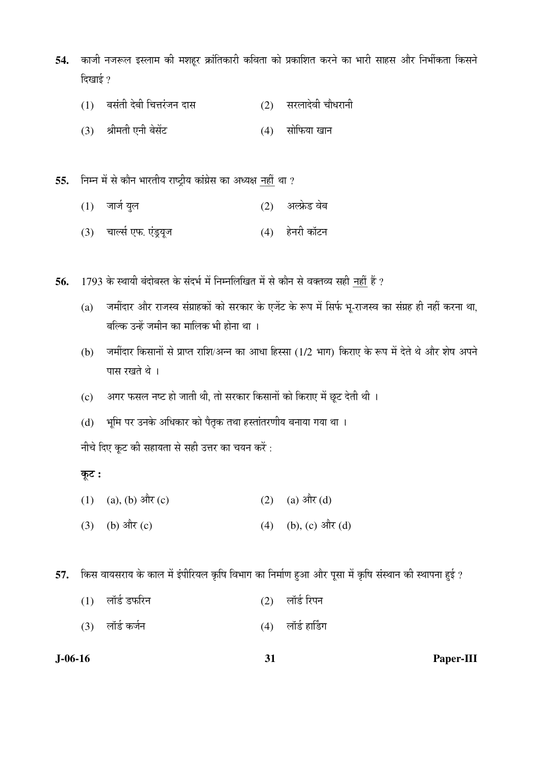**54.** काजी नजरूल इस्लाम की मशहूर क्रांतिकारी कविता को प्रकाशित करने का भारी साहस और निर्भीकता किसने दिखाई ?

(1) बसंती देवी चित्तरंजन दास

(2) सरलादेवी चौधरानी

(3) श्रीमती एनी बेसेंट

(4) सोफिया खान

**55.** निम्न में से कौन भारतीय राष्ट्रीय कांग्रेस का अध्यक्ष <u>नहीं</u> था ?

(1) जार्ज युल

(2) अल्फ्रेड वेब

(3) चार्ल्स एफ. एंड्रयूज

(4) हेनरी कॉटन

**56.** 1793 के स्थायी बंदोबस्त के संदर्भ में निम्नलिखित में से कौन से वक्तव्य सही <u>नहीं</u> हैं ?

(a) जमींदार और राजस्व संग्राहकों को सरकार के एजेंट के रूप में सिर्फ भू-राजस्व का संग्रह ही नहीं करना था, बल्कि उन्हें जमीन का मालिक भी होना था ।

(b) जमींदार किसानों से प्राप्त राशि/अन्न का आधा हिस्सा (1/2 भाग) किराए के रूप में देते थे और शेष अपने पास रखते थे ।

(c) अगर फसल नष्ट हो जाती थी, तो सरकार किसानों को किराए में छूट देती थी ।

(d) भूमि पर उनके अधिकार को पैतृक तथा हस्तांतरणीय बनाया गया था ।

नीचे दिए कूट की सहायता से सही उत्तर का चयन करें :

**कूट :**

(1) (a), (b) और (c)

(2) (a) और (d)

(3) (b) और (c)

(4) (b), (c) और (d)

**57.** किस वायसराय के काल में इंपीरियल कृषि विभाग का निर्माण हुआ और पूसा में कृषि संस्थान की स्थापना हुई ?

(1) लॉर्ड डफरिन

(2) लॉर्ड रिपन

(3) लॉर्ड कर्जन

(4) लॉर्ड हार्डिंग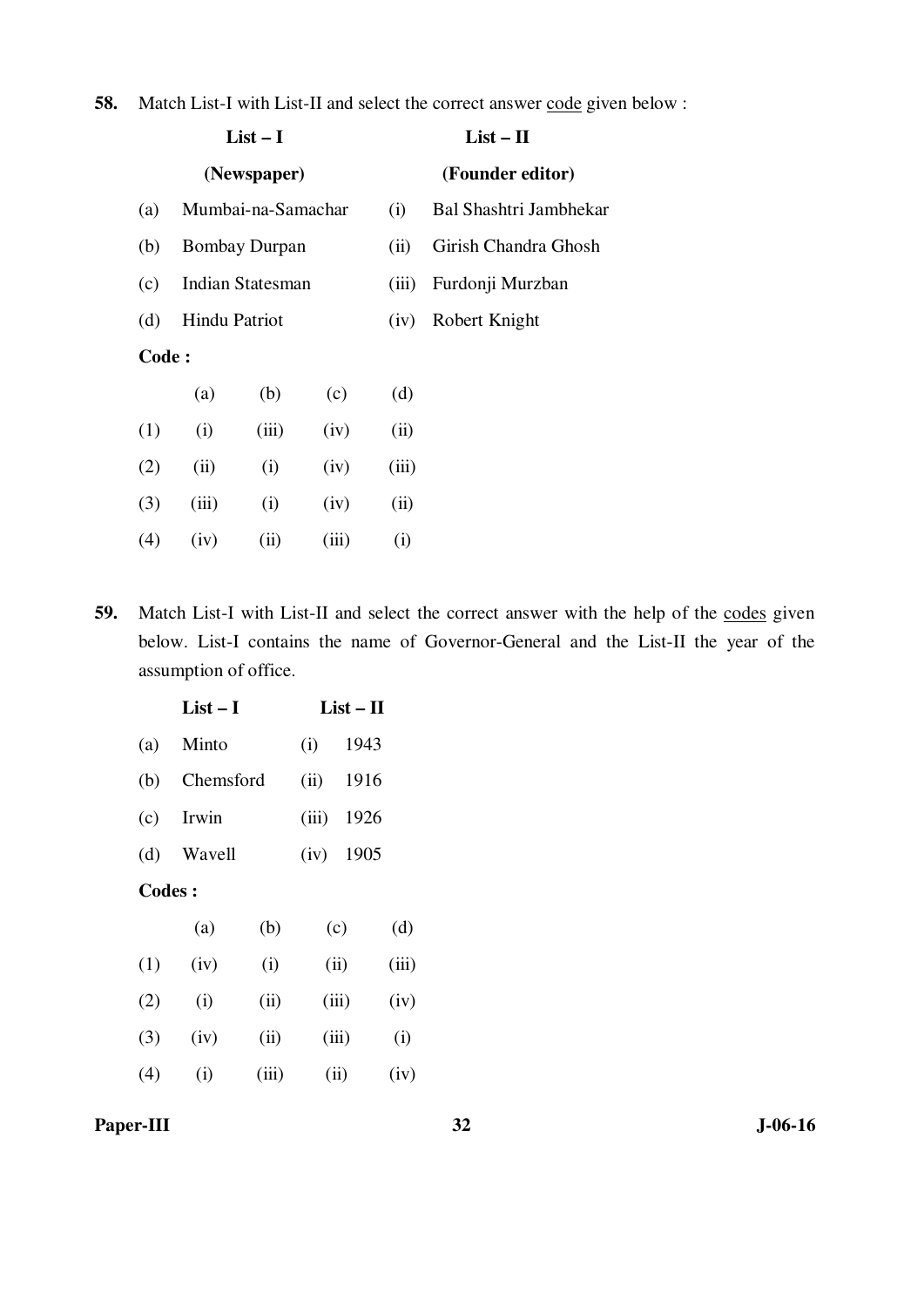58. Match List-I with List-II and select the correct answer code given below :

| | List – I (Newspaper) | | List – II (Founder editor) |
|---|---|---|---|
| (a) | Mumbai-na-Samachar | (i) | Bal Shashtri Jambhekar |
| (b) | Bombay Durpan | (ii) | Girish Chandra Ghosh |
| (c) | Indian Statesman | (iii) | Furdonji Murzban |
| (d) | Hindu Patriot | (iv) | Robert Knight |

**Code :**

| | (a) | (b) | (c) | (d) |
|---|---|---|---|---|
| (1) | (i) | (iii) | (iv) | (ii) |
| (2) | (ii) | (i) | (iv) | (iii) |
| (3) | (iii) | (i) | (iv) | (ii) |
| (4) | (iv) | (ii) | (iii) | (i) |

59. Match List-I with List-II and select the correct answer with the help of the codes given below. List-I contains the name of Governor-General and the List-II the year of the assumption of office.

| | List – I | | List – II |
|---|---|---|---|
| (a) | Minto | (i) | 1943 |
| (b) | Chemsford | (ii) | 1916 |
| (c) | Irwin | (iii) | 1926 |
| (d) | Wavell | (iv) | 1905 |

**Codes :**

| | (a) | (b) | (c) | (d) |
|---|---|---|---|---|
| (1) | (iv) | (i) | (ii) | (iii) |
| (2) | (i) | (ii) | (iii) | (iv) |
| (3) | (iv) | (ii) | (iii) | (i) |
| (4) | (i) | (iii) | (ii) | (iv) |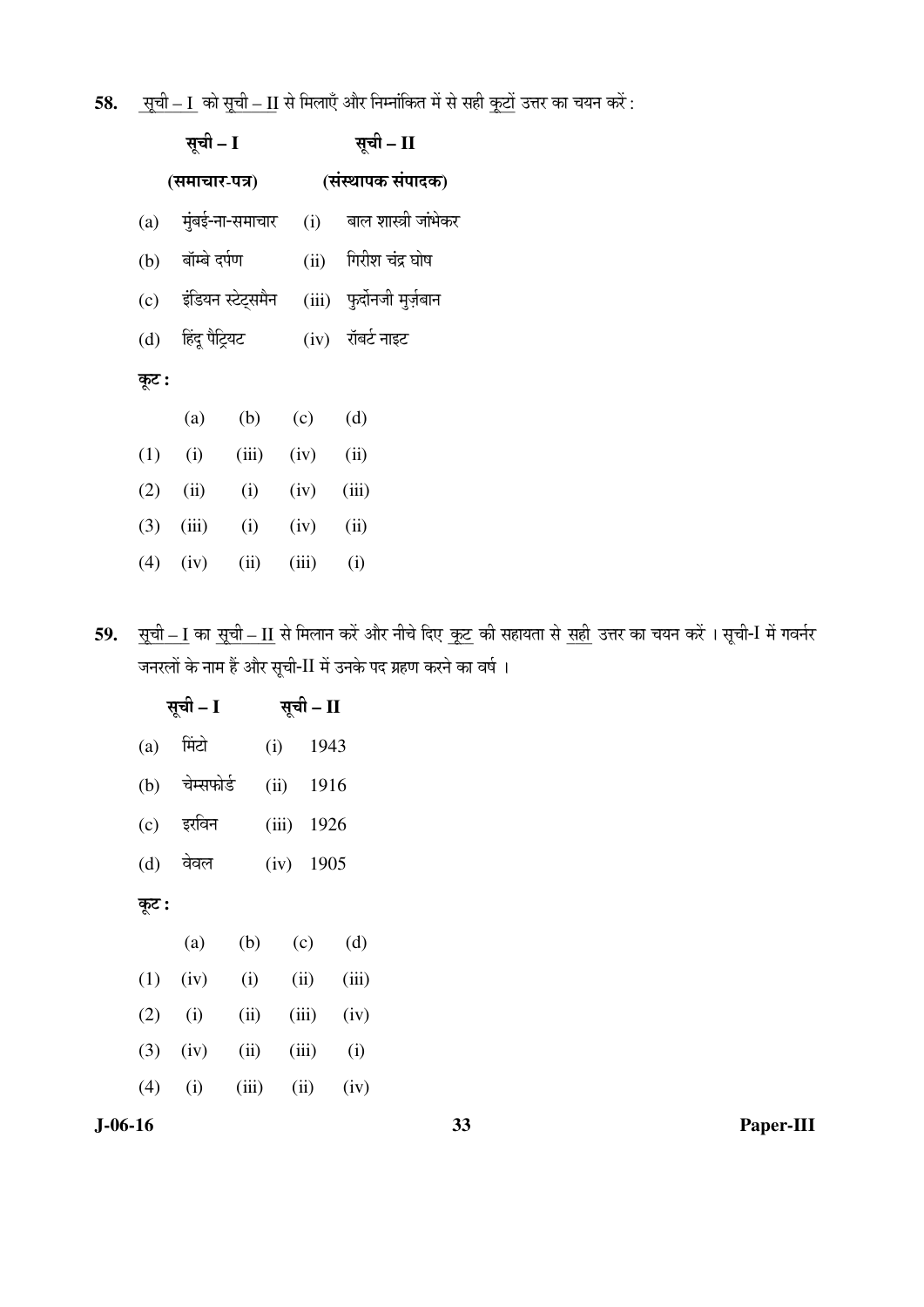58. सूची – I को सूची – II से मिलाएँ और निम्नांकित में से सही कूटों उत्तर का चयन करें :

| सूची – I (समाचार-पत्र) | | सूची – II (संस्थापक संपादक) | |
|---|---|---|---|
| (a) | मुंबई-ना-समाचार | (i) | बाल शास्त्री जांभेकर |
| (b) | बॉम्बे दर्पण | (ii) | गिरीश चंद्र घोष |
| (c) | इंडियन स्टेट्समैन | (iii) | फुर्दोनजी मुर्ज़बान |
| (d) | हिंदू पैट्रियट | (iv) | रॉबर्ट नाइट |

**कूट :**

| | (a) | (b) | (c) | (d) |
|---|---|---|---|---|
| (1) | (i) | (iii) | (iv) | (ii) |
| (2) | (ii) | (i) | (iv) | (iii) |
| (3) | (iii) | (i) | (iv) | (ii) |
| (4) | (iv) | (ii) | (iii) | (i) |

59. सूची – I का सूची – II से मिलान करें और नीचे दिए कूट की सहायता से सही उत्तर का चयन करें । सूची-I में गवर्नर जनरलों के नाम हैं और सूची-II में उनके पद ग्रहण करने का वर्ष ।

| सूची – I | | सूची – II | |
|---|---|---|---|
| (a) | मिंटो | (i) | 1943 |
| (b) | चेम्सफोर्ड | (ii) | 1916 |
| (c) | इरविन | (iii) | 1926 |
| (d) | वेवल | (iv) | 1905 |

**कूट :**

| | (a) | (b) | (c) | (d) |
|---|---|---|---|---|
| (1) | (iv) | (i) | (ii) | (iii) |
| (2) | (i) | (ii) | (iii) | (iv) |
| (3) | (iv) | (ii) | (iii) | (i) |
| (4) | (i) | (iii) | (ii) | (iv) |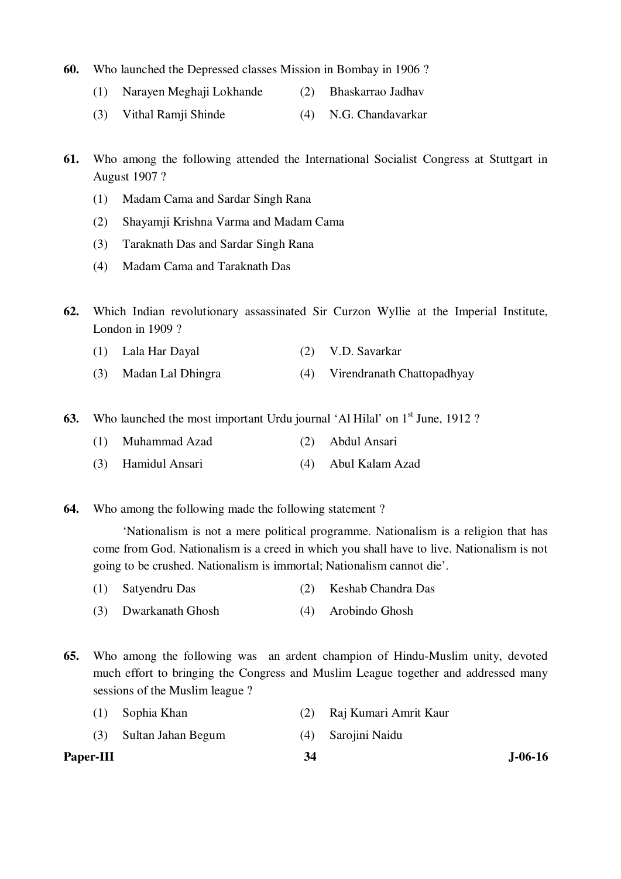60. Who launched the Depressed classes Mission in Bombay in 1906 ?

(1) Narayen Meghaji Lokhande (2) Bhaskarrao Jadhav

(3) Vithal Ramji Shinde (4) N.G. Chandavarkar

61. Who among the following attended the International Socialist Congress at Stuttgart in August 1907 ?

(1) Madam Cama and Sardar Singh Rana

(2) Shayamji Krishna Varma and Madam Cama

(3) Taraknath Das and Sardar Singh Rana

(4) Madam Cama and Taraknath Das

62. Which Indian revolutionary assassinated Sir Curzon Wyllie at the Imperial Institute, London in 1909 ?

(1) Lala Har Dayal (2) V.D. Savarkar

(3) Madan Lal Dhingra (4) Virendranath Chattopadhyay

63. Who launched the most important Urdu journal 'Al Hilal' on 1st June, 1912 ?

(1) Muhammad Azad (2) Abdul Ansari

(3) Hamidul Ansari (4) Abul Kalam Azad

64. Who among the following made the following statement ?

'Nationalism is not a mere political programme. Nationalism is a religion that has come from God. Nationalism is a creed in which you shall have to live. Nationalism is not going to be crushed. Nationalism is immortal; Nationalism cannot die'.

(1) Satyendru Das (2) Keshab Chandra Das

(3) Dwarkanath Ghosh (4) Arobindo Ghosh

65. Who among the following was an ardent champion of Hindu-Muslim unity, devoted much effort to bringing the Congress and Muslim League together and addressed many sessions of the Muslim league ?

(1) Sophia Khan (2) Raj Kumari Amrit Kaur

(3) Sultan Jahan Begum (4) Sarojini Naidu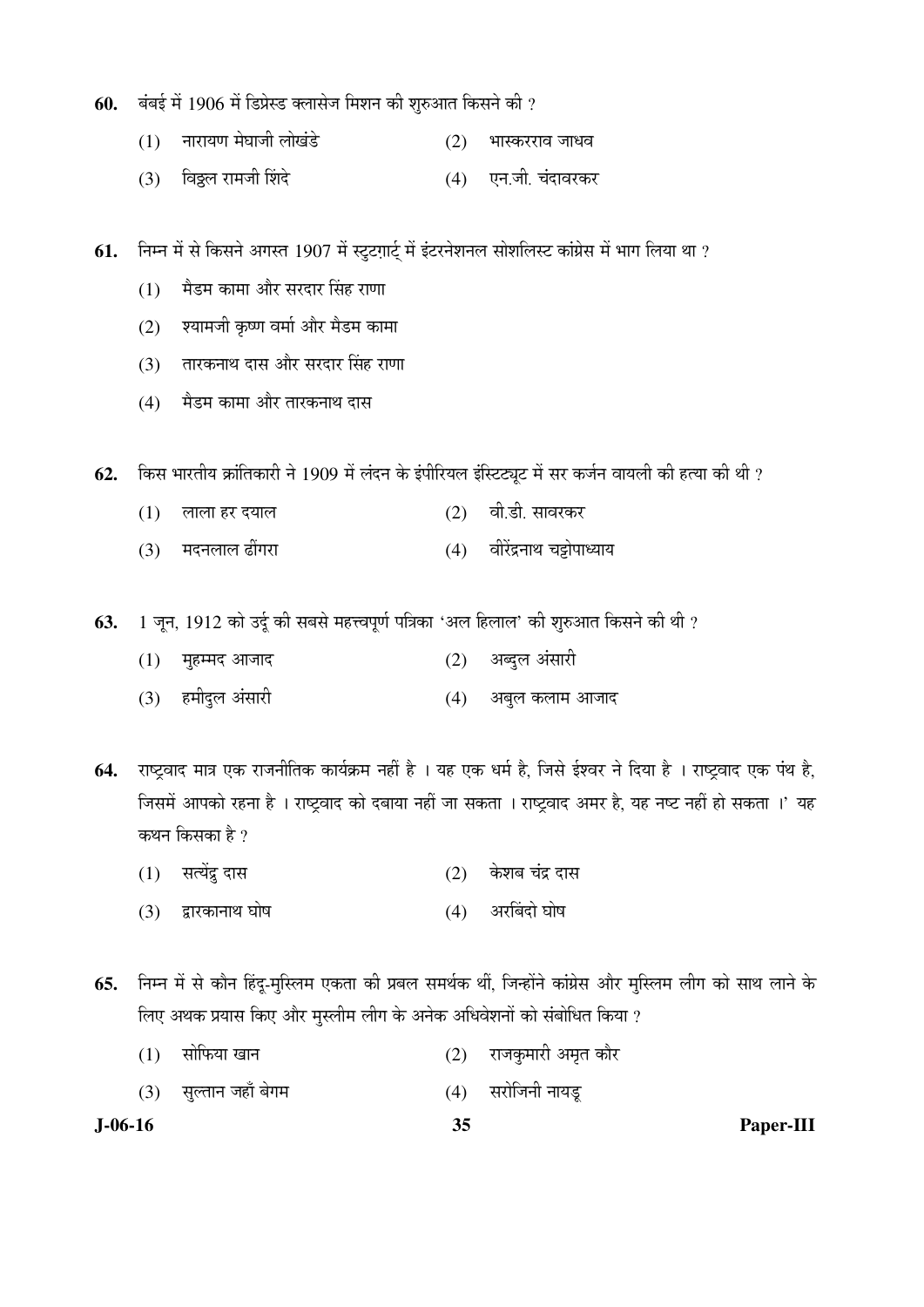60. बंबई में 1906 में डिप्रेस्ड क्लासेज मिशन की शुरुआत किसने की ?

(1) नारायण मेघाजी लोखंडे
(2) भास्करराव जाधव
(3) विठ्ठल रामजी शिंदे
(4) एन.जी. चंदावरकर

61. निम्न में से किसने अगस्त 1907 में स्टुटगार्ट् में इंटरनेशनल सोशलिस्ट कांग्रेस में भाग लिया था ?

(1) मैडम कामा और सरदार सिंह राणा
(2) श्यामजी कृष्ण वर्मा और मैडम कामा
(3) तारकनाथ दास और सरदार सिंह राणा
(4) मैडम कामा और तारकनाथ दास

62. किस भारतीय क्रांतिकारी ने 1909 में लंदन के इंपीरियल इंस्टिट्यूट में सर कर्जन वायली की हत्या की थी ?

(1) लाला हर दयाल
(2) वी.डी. सावरकर
(3) मदनलाल ढींगरा
(4) वीरेंद्रनाथ चट्टोपाध्याय

63. 1 जून, 1912 को उर्दू की सबसे महत्त्वपूर्ण पत्रिका 'अल हिलाल' की शुरुआत किसने की थी ?

(1) मुहम्मद आजाद
(2) अब्दुल अंसारी
(3) हमीदुल अंसारी
(4) अबुल कलाम आजाद

64. राष्ट्रवाद मात्र एक राजनीतिक कार्यक्रम नहीं है । यह एक धर्म है, जिसे ईश्वर ने दिया है । राष्ट्रवाद एक पंथ है, जिसमें आपको रहना है । राष्ट्रवाद को दबाया नहीं जा सकता । राष्ट्रवाद अमर है, यह नष्ट नहीं हो सकता ।' यह कथन किसका है ?

(1) सत्येंद्रु दास
(2) केशब चंद्र दास
(3) द्वारकानाथ घोष
(4) अरबिंदो घोष

65. निम्न में से कौन हिंदू-मुस्लिम एकता की प्रबल समर्थक थीं, जिन्होंने कांग्रेस और मुस्लिम लीग को साथ लाने के लिए अथक प्रयास किए और मुस्लीम लीग के अनेक अधिवेशनों को संबोधित किया ?

(1) सोफिया खान
(2) राजकुमारी अमृत कौर
(3) सुल्तान जहाँ बेगम
(4) सरोजिनी नायडू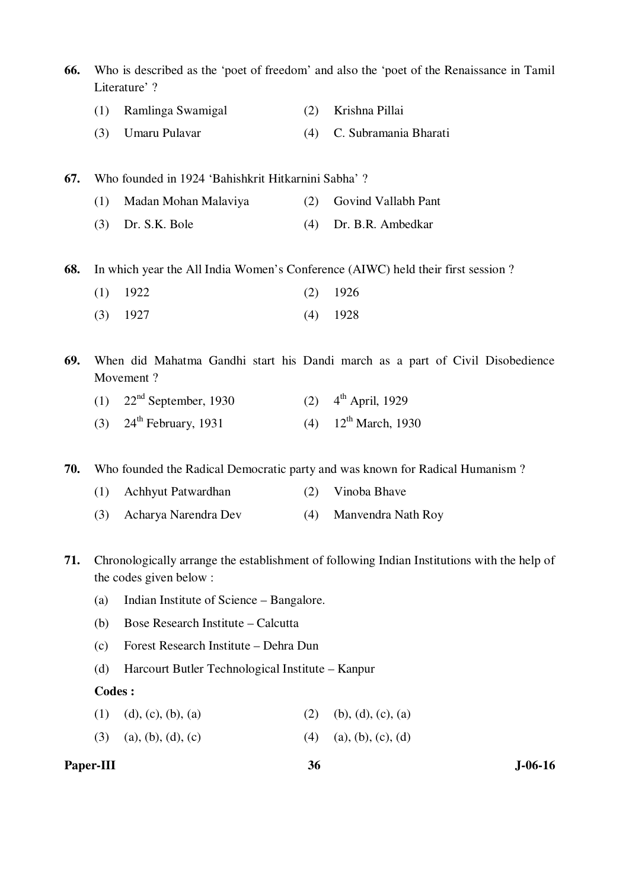66. Who is described as the 'poet of freedom' and also the 'poet of the Renaissance in Tamil Literature' ?

(1) Ramlinga Swamigal
(2) Krishna Pillai
(3) Umaru Pulavar
(4) C. Subramania Bharati

67. Who founded in 1924 'Bahishkrit Hitkarnini Sabha' ?

(1) Madan Mohan Malaviya
(2) Govind Vallabh Pant
(3) Dr. S.K. Bole
(4) Dr. B.R. Ambedkar

68. In which year the All India Women's Conference (AIWC) held their first session ?

(1) 1922
(2) 1926
(3) 1927
(4) 1928

69. When did Mahatma Gandhi start his Dandi march as a part of Civil Disobedience Movement ?

(1) 22nd September, 1930
(2) 4th April, 1929
(3) 24th February, 1931
(4) 12th March, 1930

70. Who founded the Radical Democratic party and was known for Radical Humanism ?

(1) Achhyut Patwardhan
(2) Vinoba Bhave
(3) Acharya Narendra Dev
(4) Manvendra Nath Roy

71. Chronologically arrange the establishment of following Indian Institutions with the help of the codes given below :

(a) Indian Institute of Science – Bangalore.
(b) Bose Research Institute – Calcutta
(c) Forest Research Institute – Dehra Dun
(d) Harcourt Butler Technological Institute – Kanpur

**Codes :**

(1) (d), (c), (b), (a)
(2) (b), (d), (c), (a)
(3) (a), (b), (d), (c)
(4) (a), (b), (c), (d)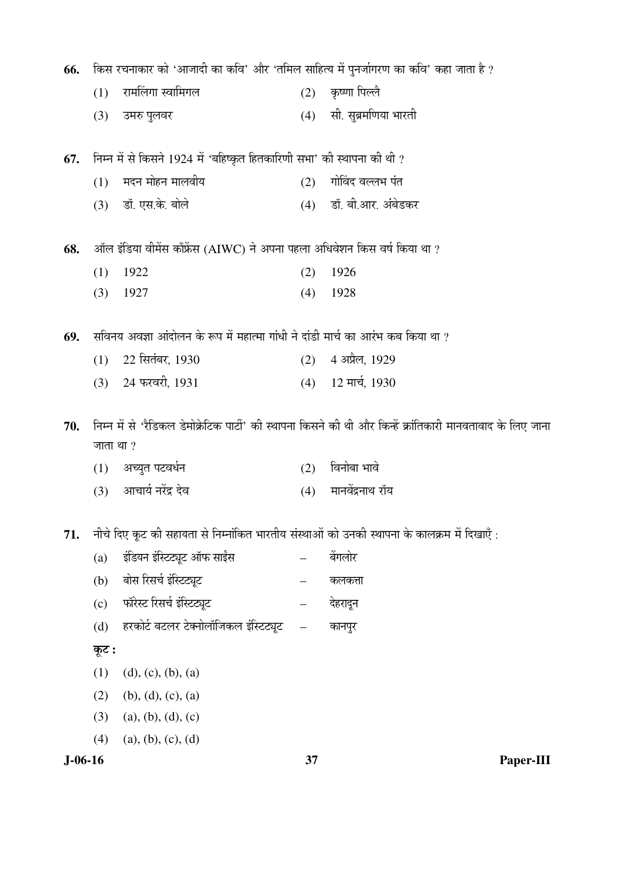66. किस रचनाकार को 'आजादी का कवि' और 'तमिल साहित्य में पुनर्जागरण का कवि' कहा जाता है ?

(1) रामलिंगा स्वामिगल
(2) कृष्णा पिल्लै
(3) उमरु पुलवर
(4) सी. सुब्रमणिया भारती

67. निम्न में से किसने 1924 में 'बहिष्कृत हितकारिणी सभा' की स्थापना की थी ?

(1) मदन मोहन मालवीय
(2) गोविंद वल्लभ पंत
(3) डॉ. एस.के. बोले
(4) डॉ. बी.आर. अंबेडकर

68. ऑल इंडिया वीमेंस कॉंफ्रेंस (AIWC) ने अपना पहला अधिवेशन किस वर्ष किया था ?

(1) 1922
(2) 1926
(3) 1927
(4) 1928

69. सविनय अवज्ञा आंदोलन के रूप में महात्मा गांधी ने दांडी मार्च का आरंभ कब किया था ?

(1) 22 सितंबर, 1930
(2) 4 अप्रैल, 1929
(3) 24 फरवरी, 1931
(4) 12 मार्च, 1930

70. निम्न में से 'रैडिकल डेमोक्रेटिक पार्टी' की स्थापना किसने की थी और किन्हें क्रांतिकारी मानवतावाद के लिए जाना जाता था ?

(1) अच्युत पटवर्धन
(2) विनोबा भावे
(3) आचार्य नरेंद्र देव
(4) मानवेंद्रनाथ रॉय

71. नीचे दिए कूट की सहायता से निम्नांकित भारतीय संस्थाओं को उनकी स्थापना के कालक्रम में दिखाएँ :

(a) इंडियन इंस्टिट्यूट ऑफ साईस – बेंगलोर
(b) बोस रिसर्च इंस्टिट्यूट – कलकत्ता
(c) फॉरेस्ट रिसर्च इंस्टिट्यूट – देहरादून
(d) हरकोर्ट बटलर टेक्नोलॉजिकल इंस्टिट्यूट – कानपुर

**कूट :**

(1) (d), (c), (b), (a)
(2) (b), (d), (c), (a)
(3) (a), (b), (d), (c)
(4) (a), (b), (c), (d)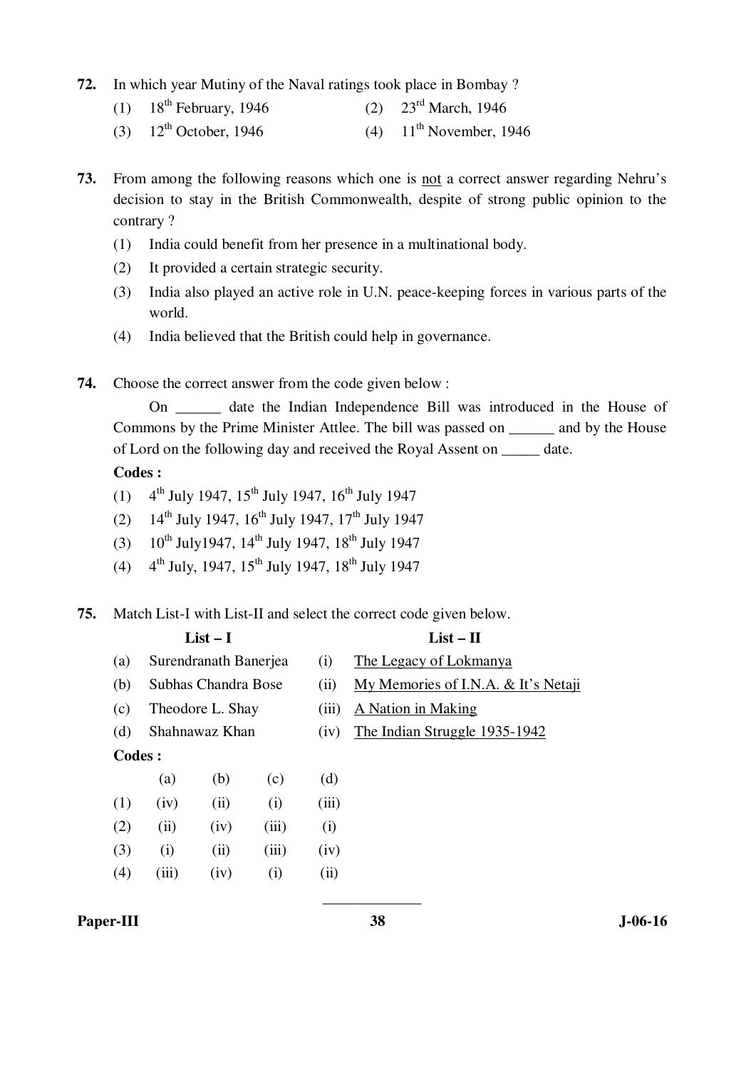72. In which year Mutiny of the Naval ratings took place in Bombay ?

(1) 18th February, 1946 (2) 23rd March, 1946

(3) 12th October, 1946 (4) 11th November, 1946

73. From among the following reasons which one is not a correct answer regarding Nehru's decision to stay in the British Commonwealth, despite of strong public opinion to the contrary ?

(1) India could benefit from her presence in a multinational body.

(2) It provided a certain strategic security.

(3) India also played an active role in U.N. peace-keeping forces in various parts of the world.

(4) India believed that the British could help in governance.

74. Choose the correct answer from the code given below :

On ______ date the Indian Independence Bill was introduced in the House of Commons by the Prime Minister Attlee. The bill was passed on ______ and by the House of Lord on the following day and received the Royal Assent on _____ date.

**Codes :**

(1) 4th July 1947, 15th July 1947, 16th July 1947

(2) 14th July 1947, 16th July 1947, 17th July 1947

(3) 10th July1947, 14th July 1947, 18th July 1947

(4) 4th July, 1947, 15th July 1947, 18th July 1947

75. Match List-I with List-II and select the correct code given below.

| | List – I | | List – II |
|---|---|---|---|
| (a) | Surendranath Banerjea | (i) | The Legacy of Lokmanya |
| (b) | Subhas Chandra Bose | (ii) | My Memories of I.N.A. & It's Netaji |
| (c) | Theodore L. Shay | (iii) | A Nation in Making |
| (d) | Shahnawaz Khan | (iv) | The Indian Struggle 1935-1942 |

**Codes :**

| | (a) | (b) | (c) | (d) |
|---|---|---|---|---|
| (1) | (iv) | (ii) | (i) | (iii) |
| (2) | (ii) | (iv) | (iii) | (i) |
| (3) | (i) | (ii) | (iii) | (iv) |
| (4) | (iii) | (iv) | (i) | (ii) |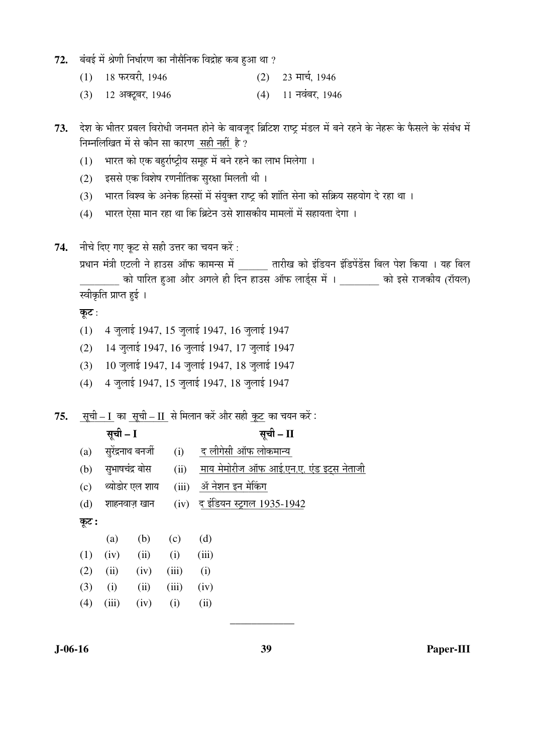**72.** बंबई में श्रेणी निर्धारण का नौसैनिक विद्रोह कब हुआ था ?

(1) 18 फरवरी, 1946 (2) 23 मार्च, 1946

(3) 12 अक्टूबर, 1946 (4) 11 नवंबर, 1946

**73.** देश के भीतर प्रबल विरोधी जनमत होने के बावजूद ब्रिटिश राष्ट्र मंडल में बने रहने के नेहरू के फैसले के संबंध में निम्नलिखित में से कौन सा कारण <u>सही नहीं</u> है ?

(1) भारत को एक बहुर्राष्ट्रीय समूह में बने रहने का लाभ मिलेगा ।

(2) इससे एक विशेष रणनीतिक सुरक्षा मिलती थी ।

(3) भारत विश्व के अनेक हिस्सों में संयुक्त राष्ट्र की शांति सेना को सक्रिय सहयोग दे रहा था ।

(4) भारत ऐसा मान रहा था कि ब्रिटेन उसे शासकीय मामलों में सहायता देगा ।

**74.** नीचे दिए गए कूट से सही उत्तर का चयन करें :

प्रधान मंत्री एटली ने हाउस ऑफ कामन्स में ______ तारीख को इंडियन इंडिपेंडेंस बिल पेश किया । यह बिल ________ को पारित हुआ और अगले ही दिन हाउस ऑफ लार्ड्स में । ________ को इसे राजकीय (रॉयल) स्वीकृति प्राप्त हुई ।

**कूट** :

(1) 4 जुलाई 1947, 15 जुलाई 1947, 16 जुलाई 1947

(2) 14 जुलाई 1947, 16 जुलाई 1947, 17 जुलाई 1947

(3) 10 जुलाई 1947, 14 जुलाई 1947, 18 जुलाई 1947

(4) 4 जुलाई 1947, 15 जुलाई 1947, 18 जुलाई 1947

**75.** <u>सूची – I</u> का <u>सूची – II</u> से मिलान करें और सही <u>कूट</u> का चयन करें :

| | **सूची – I** | | **सूची – II** |
|---|---|---|---|
| (a) | सुरेंद्रनाथ बनर्जी | (i) | द लीगेसी ऑफ लोकमान्य |
| (b) | सुभाषचंद्र बोस | (ii) | माय मेमोरीज ऑफ आई.एन.ए. एंड इट्स नेताजी |
| (c) | थ्योडोर एल शाय | (iii) | ॲ नेशन इन मेकिंग |
| (d) | शाहनवाज़ खान | (iv) | द इंडियन स्ट्रगल 1935-1942 |

**कूट :**

| | (a) | (b) | (c) | (d) |
|---|---|---|---|---|
| (1) | (iv) | (ii) | (i) | (iii) |
| (2) | (ii) | (iv) | (iii) | (i) |
| (3) | (i) | (ii) | (iii) | (iv) |
| (4) | (iii) | (iv) | (i) | (ii) |

_____________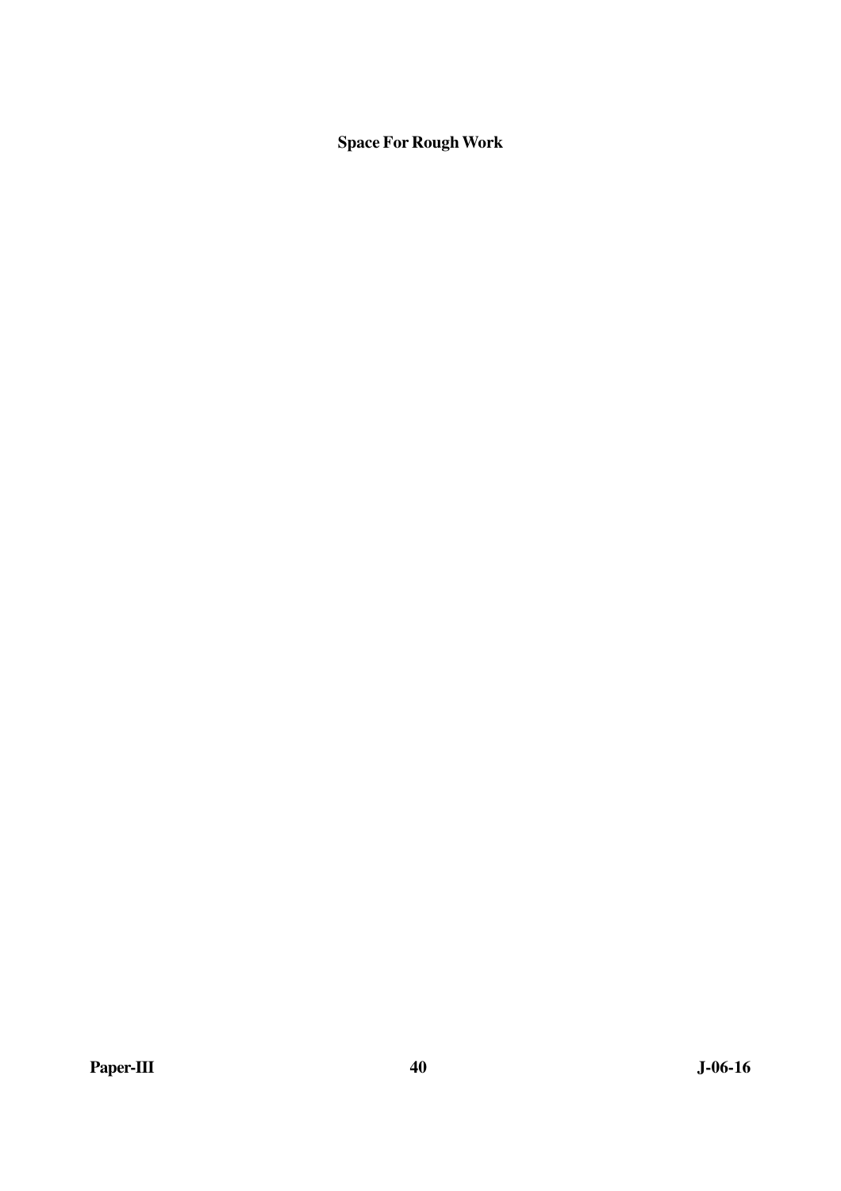**Space For Rough Work**